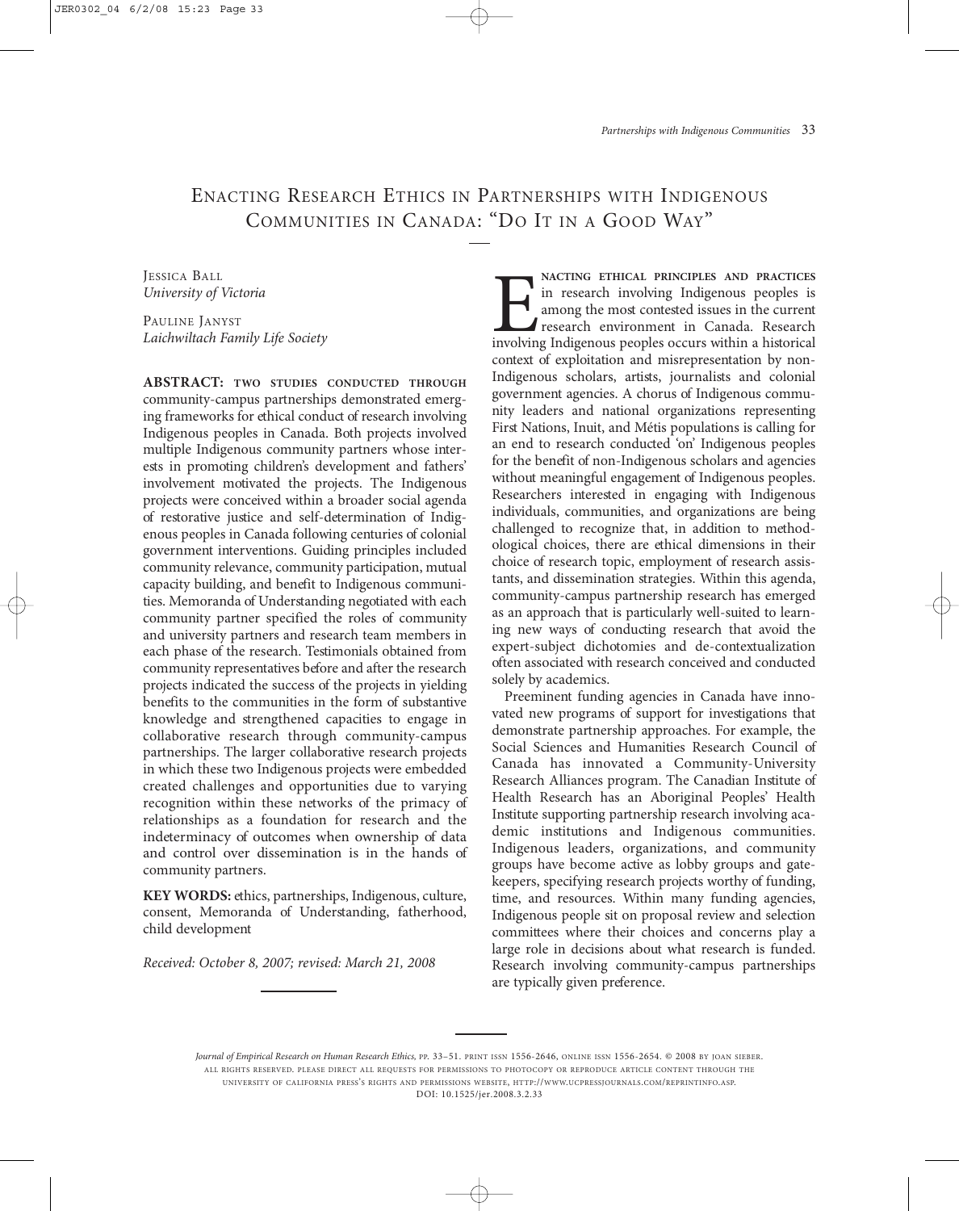# Enacting Research Ethics in Partnerships with Indigenous Communities in Canada: "Do It in a Good Way"

Jessica Ball
*University of Victoria*

Pauline Janyst
*Laichwiltach Family Life Society*

**ABSTRACT:** two studies conducted through community-campus partnerships demonstrated emerging frameworks for ethical conduct of research involving Indigenous peoples in Canada. Both projects involved multiple Indigenous community partners whose interests in promoting children's development and fathers' involvement motivated the projects. The Indigenous projects were conceived within a broader social agenda of restorative justice and self-determination of Indigenous peoples in Canada following centuries of colonial government interventions. Guiding principles included community relevance, community participation, mutual capacity building, and benefit to Indigenous communities. Memoranda of Understanding negotiated with each community partner specified the roles of community and university partners and research team members in each phase of the research. Testimonials obtained from community representatives before and after the research projects indicated the success of the projects in yielding benefits to the communities in the form of substantive knowledge and strengthened capacities to engage in collaborative research through community-campus partnerships. The larger collaborative research projects in which these two Indigenous projects were embedded created challenges and opportunities due to varying recognition within these networks of the primacy of relationships as a foundation for research and the indeterminacy of outcomes when ownership of data and control over dissemination is in the hands of community partners.

**KEY WORDS:** ethics, partnerships, Indigenous, culture, consent, Memoranda of Understanding, fatherhood, child development

*Received: October 8, 2007; revised: March 21, 2008*

Enacting ethical principles and practices in research involving Indigenous peoples is among the most contested issues in the current research environment in Canada. Research involving Indigenous peoples occurs within a historical context of exploitation and misrepresentation by non-Indigenous scholars, artists, journalists and colonial government agencies. A chorus of Indigenous community leaders and national organizations representing First Nations, Inuit, and Métis populations is calling for an end to research conducted 'on' Indigenous peoples for the benefit of non-Indigenous scholars and agencies without meaningful engagement of Indigenous peoples. Researchers interested in engaging with Indigenous individuals, communities, and organizations are being challenged to recognize that, in addition to methodological choices, there are ethical dimensions in their choice of research topic, employment of research assistants, and dissemination strategies. Within this agenda, community-campus partnership research has emerged as an approach that is particularly well-suited to learning new ways of conducting research that avoid the expert-subject dichotomies and de-contextualization often associated with research conceived and conducted solely by academics.

Preeminent funding agencies in Canada have innovated new programs of support for investigations that demonstrate partnership approaches. For example, the Social Sciences and Humanities Research Council of Canada has innovated a Community-University Research Alliances program. The Canadian Institute of Health Research has an Aboriginal Peoples' Health Institute supporting partnership research involving academic institutions and Indigenous communities. Indigenous leaders, organizations, and community groups have become active as lobby groups and gatekeepers, specifying research projects worthy of funding, time, and resources. Within many funding agencies, Indigenous people sit on proposal review and selection committees where their choices and concerns play a large role in decisions about what research is funded. Research involving community-campus partnerships are typically given preference.

*Journal of Empirical Research on Human Research Ethics*, pp. 33–51. print issn 1556-2646, online issn 1556-2654. © 2008 by joan sieber. all rights reserved. please direct all requests for permissions to photocopy or reproduce article content through the university of california press's rights and permissions website, http://www.ucpressjournals.com/reprintinfo.asp. DOI: 10.1525/jer.2008.3.2.33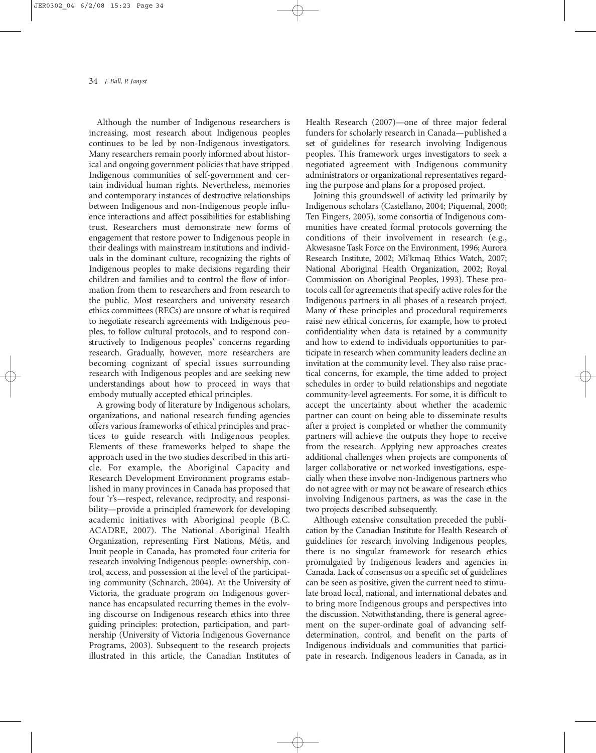Although the number of Indigenous researchers is increasing, most research about Indigenous peoples continues to be led by non-Indigenous investigators. Many researchers remain poorly informed about historical and ongoing government policies that have stripped Indigenous communities of self-government and certain individual human rights. Nevertheless, memories and contemporary instances of destructive relationships between Indigenous and non-Indigenous people influence interactions and affect possibilities for establishing trust. Researchers must demonstrate new forms of engagement that restore power to Indigenous people in their dealings with mainstream institutions and individuals in the dominant culture, recognizing the rights of Indigenous peoples to make decisions regarding their children and families and to control the flow of information from them to researchers and from research to the public. Most researchers and university research ethics committees (RECs) are unsure of what is required to negotiate research agreements with Indigenous peoples, to follow cultural protocols, and to respond constructively to Indigenous peoples' concerns regarding research. Gradually, however, more researchers are becoming cognizant of special issues surrounding research with Indigenous peoples and are seeking new understandings about how to proceed in ways that embody mutually accepted ethical principles.

A growing body of literature by Indigenous scholars, organizations, and national research funding agencies offers various frameworks of ethical principles and practices to guide research with Indigenous peoples. Elements of these frameworks helped to shape the approach used in the two studies described in this article. For example, the Aboriginal Capacity and Research Development Environment programs established in many provinces in Canada has proposed that four 'r's—respect, relevance, reciprocity, and responsibility—provide a principled framework for developing academic initiatives with Aboriginal people (B.C. ACADRE, 2007). The National Aboriginal Health Organization, representing First Nations, Métis, and Inuit people in Canada, has promoted four criteria for research involving Indigenous people: ownership, control, access, and possession at the level of the participating community (Schnarch, 2004). At the University of Victoria, the graduate program on Indigenous governance has encapsulated recurring themes in the evolving discourse on Indigenous research ethics into three guiding principles: protection, participation, and partnership (University of Victoria Indigenous Governance Programs, 2003). Subsequent to the research projects illustrated in this article, the Canadian Institutes of Health Research (2007)—one of three major federal funders for scholarly research in Canada—published a set of guidelines for research involving Indigenous peoples. This framework urges investigators to seek a negotiated agreement with Indigenous community administrators or organizational representatives regarding the purpose and plans for a proposed project.

Joining this groundswell of activity led primarily by Indigenous scholars (Castellano, 2004; Piquemal, 2000; Ten Fingers, 2005), some consortia of Indigenous communities have created formal protocols governing the conditions of their involvement in research (e.g., Akwesasne Task Force on the Environment, 1996; Aurora Research Institute, 2002; Mi'kmaq Ethics Watch, 2007; National Aboriginal Health Organization, 2002; Royal Commission on Aboriginal Peoples, 1993). These protocols call for agreements that specify active roles for the Indigenous partners in all phases of a research project. Many of these principles and procedural requirements raise new ethical concerns, for example, how to protect confidentiality when data is retained by a community and how to extend to individuals opportunities to participate in research when community leaders decline an invitation at the community level. They also raise practical concerns, for example, the time added to project schedules in order to build relationships and negotiate community-level agreements. For some, it is difficult to accept the uncertainty about whether the academic partner can count on being able to disseminate results after a project is completed or whether the community partners will achieve the outputs they hope to receive from the research. Applying new approaches creates additional challenges when projects are components of larger collaborative or networked investigations, especially when these involve non-Indigenous partners who do not agree with or may not be aware of research ethics involving Indigenous partners, as was the case in the two projects described subsequently.

Although extensive consultation preceded the publication by the Canadian Institute for Health Research of guidelines for research involving Indigenous peoples, there is no singular framework for research ethics promulgated by Indigenous leaders and agencies in Canada. Lack of consensus on a specific set of guidelines can be seen as positive, given the current need to stimulate broad local, national, and international debates and to bring more Indigenous groups and perspectives into the discussion. Notwithstanding, there is general agreement on the super-ordinate goal of advancing self-determination, control, and benefit on the parts of Indigenous individuals and communities that participate in research. Indigenous leaders in Canada, as in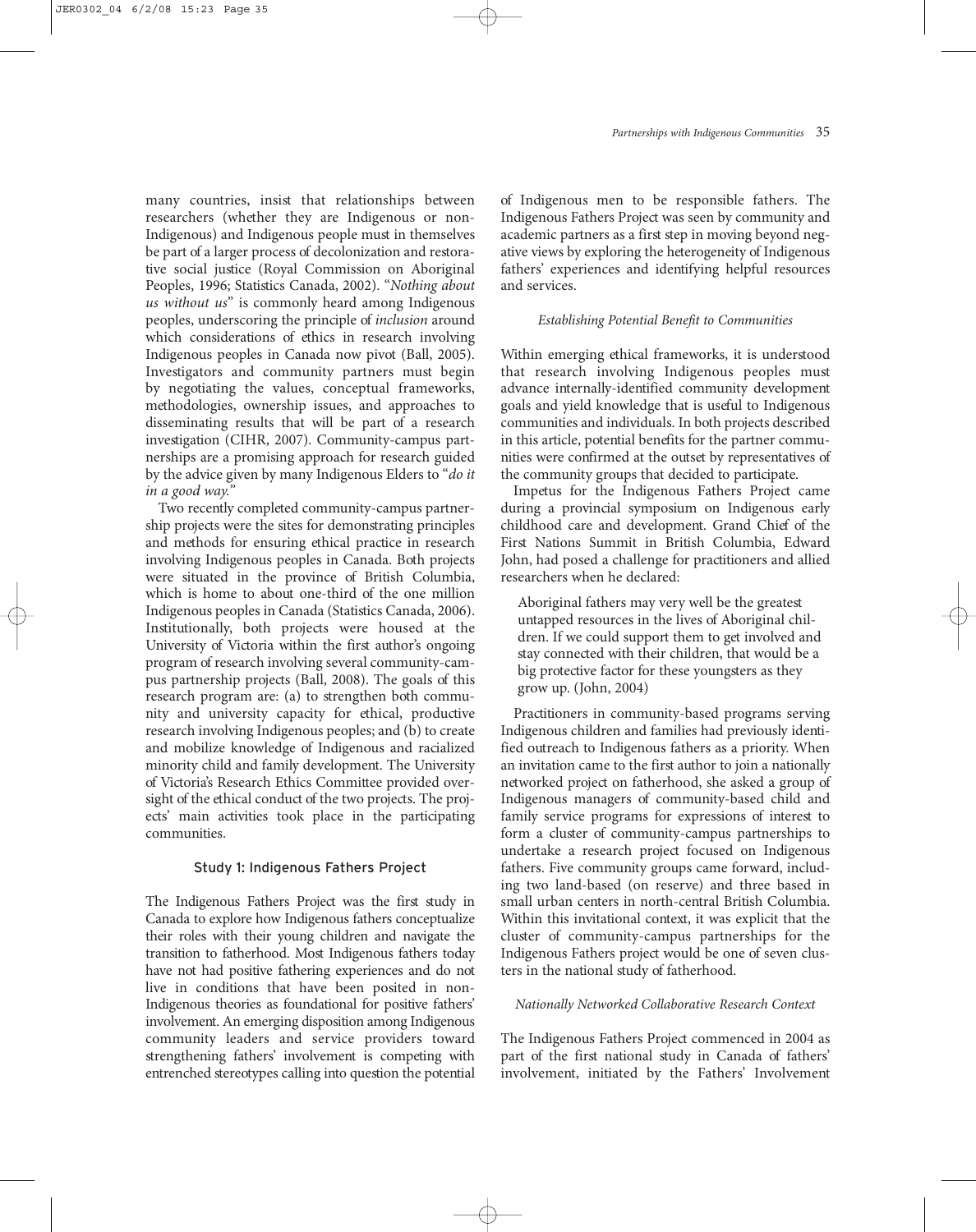many countries, insist that relationships between researchers (whether they are Indigenous or non-Indigenous) and Indigenous people must in themselves be part of a larger process of decolonization and restorative social justice (Royal Commission on Aboriginal Peoples, 1996; Statistics Canada, 2002). "*Nothing about us without us*" is commonly heard among Indigenous peoples, underscoring the principle of *inclusion* around which considerations of ethics in research involving Indigenous peoples in Canada now pivot (Ball, 2005). Investigators and community partners must begin by negotiating the values, conceptual frameworks, methodologies, ownership issues, and approaches to disseminating results that will be part of a research investigation (CIHR, 2007). Community-campus partnerships are a promising approach for research guided by the advice given by many Indigenous Elders to "*do it in a good way.*"

Two recently completed community-campus partnership projects were the sites for demonstrating principles and methods for ensuring ethical practice in research involving Indigenous peoples in Canada. Both projects were situated in the province of British Columbia, which is home to about one-third of the one million Indigenous peoples in Canada (Statistics Canada, 2006). Institutionally, both projects were housed at the University of Victoria within the first author's ongoing program of research involving several community-campus partnership projects (Ball, 2008). The goals of this research program are: (a) to strengthen both community and university capacity for ethical, productive research involving Indigenous peoples; and (b) to create and mobilize knowledge of Indigenous and racialized minority child and family development. The University of Victoria's Research Ethics Committee provided oversight of the ethical conduct of the two projects. The projects' main activities took place in the participating communities.

## Study 1: Indigenous Fathers Project

The Indigenous Fathers Project was the first study in Canada to explore how Indigenous fathers conceptualize their roles with their young children and navigate the transition to fatherhood. Most Indigenous fathers today have not had positive fathering experiences and do not live in conditions that have been posited in non-Indigenous theories as foundational for positive fathers' involvement. An emerging disposition among Indigenous community leaders and service providers toward strengthening fathers' involvement is competing with entrenched stereotypes calling into question the potential of Indigenous men to be responsible fathers. The Indigenous Fathers Project was seen by community and academic partners as a first step in moving beyond negative views by exploring the heterogeneity of Indigenous fathers' experiences and identifying helpful resources and services.

### *Establishing Potential Benefit to Communities*

Within emerging ethical frameworks, it is understood that research involving Indigenous peoples must advance internally-identified community development goals and yield knowledge that is useful to Indigenous communities and individuals. In both projects described in this article, potential benefits for the partner communities were confirmed at the outset by representatives of the community groups that decided to participate.

Impetus for the Indigenous Fathers Project came during a provincial symposium on Indigenous early childhood care and development. Grand Chief of the First Nations Summit in British Columbia, Edward John, had posed a challenge for practitioners and allied researchers when he declared:

> Aboriginal fathers may very well be the greatest untapped resources in the lives of Aboriginal children. If we could support them to get involved and stay connected with their children, that would be a big protective factor for these youngsters as they grow up. (John, 2004)

Practitioners in community-based programs serving Indigenous children and families had previously identified outreach to Indigenous fathers as a priority. When an invitation came to the first author to join a nationally networked project on fatherhood, she asked a group of Indigenous managers of community-based child and family service programs for expressions of interest to form a cluster of community-campus partnerships to undertake a research project focused on Indigenous fathers. Five community groups came forward, including two land-based (on reserve) and three based in small urban centers in north-central British Columbia. Within this invitational context, it was explicit that the cluster of community-campus partnerships for the Indigenous Fathers project would be one of seven clusters in the national study of fatherhood.

### *Nationally Networked Collaborative Research Context*

The Indigenous Fathers Project commenced in 2004 as part of the first national study in Canada of fathers' involvement, initiated by the Fathers' Involvement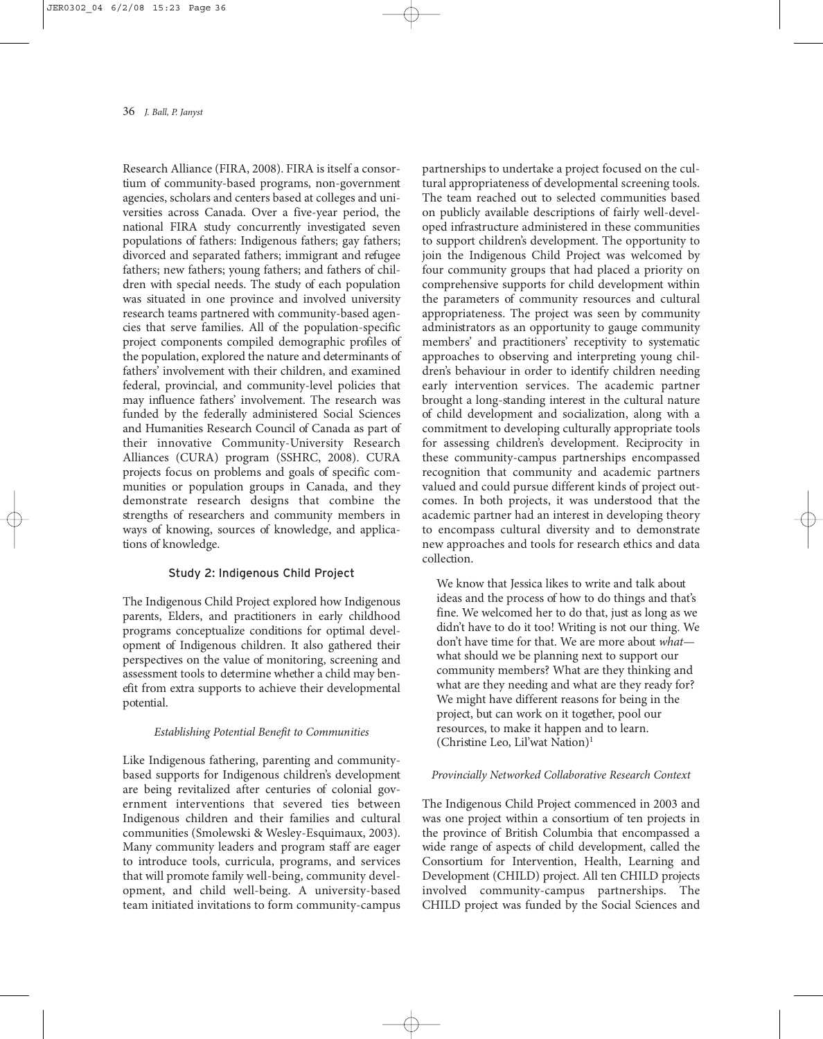Research Alliance (FIRA, 2008). FIRA is itself a consortium of community-based programs, non-government agencies, scholars and centers based at colleges and universities across Canada. Over a five-year period, the national FIRA study concurrently investigated seven populations of fathers: Indigenous fathers; gay fathers; divorced and separated fathers; immigrant and refugee fathers; new fathers; young fathers; and fathers of children with special needs. The study of each population was situated in one province and involved university research teams partnered with community-based agencies that serve families. All of the population-specific project components compiled demographic profiles of the population, explored the nature and determinants of fathers' involvement with their children, and examined federal, provincial, and community-level policies that may influence fathers' involvement. The research was funded by the federally administered Social Sciences and Humanities Research Council of Canada as part of their innovative Community-University Research Alliances (CURA) program (SSHRC, 2008). CURA projects focus on problems and goals of specific communities or population groups in Canada, and they demonstrate research designs that combine the strengths of researchers and community members in ways of knowing, sources of knowledge, and applications of knowledge.

### Study 2: Indigenous Child Project

The Indigenous Child Project explored how Indigenous parents, Elders, and practitioners in early childhood programs conceptualize conditions for optimal development of Indigenous children. It also gathered their perspectives on the value of monitoring, screening and assessment tools to determine whether a child may benefit from extra supports to achieve their developmental potential.

#### *Establishing Potential Benefit to Communities*

Like Indigenous fathering, parenting and community-based supports for Indigenous children's development are being revitalized after centuries of colonial government interventions that severed ties between Indigenous children and their families and cultural communities (Smolewski & Wesley-Esquimaux, 2003). Many community leaders and program staff are eager to introduce tools, curricula, programs, and services that will promote family well-being, community development, and child well-being. A university-based team initiated invitations to form community-campus partnerships to undertake a project focused on the cultural appropriateness of developmental screening tools. The team reached out to selected communities based on publicly available descriptions of fairly well-developed infrastructure administered in these communities to support children's development. The opportunity to join the Indigenous Child Project was welcomed by four community groups that had placed a priority on comprehensive supports for child development within the parameters of community resources and cultural appropriateness. The project was seen by community administrators as an opportunity to gauge community members' and practitioners' receptivity to systematic approaches to observing and interpreting young children's behaviour in order to identify children needing early intervention services. The academic partner brought a long-standing interest in the cultural nature of child development and socialization, along with a commitment to developing culturally appropriate tools for assessing children's development. Reciprocity in these community-campus partnerships encompassed recognition that community and academic partners valued and could pursue different kinds of project outcomes. In both projects, it was understood that the academic partner had an interest in developing theory to encompass cultural diversity and to demonstrate new approaches and tools for research ethics and data collection.

> We know that Jessica likes to write and talk about ideas and the process of how to do things and that's fine. We welcomed her to do that, just as long as we didn't have to do it too! Writing is not our thing. We don't have time for that. We are more about *what*—what should we be planning next to support our community members? What are they thinking and what are they needing and what are they ready for? We might have different reasons for being in the project, but can work on it together, pool our resources, to make it happen and to learn. (Christine Leo, Lil'wat Nation)[1]

#### *Provincially Networked Collaborative Research Context*

The Indigenous Child Project commenced in 2003 and was one project within a consortium of ten projects in the province of British Columbia that encompassed a wide range of aspects of child development, called the Consortium for Intervention, Health, Learning and Development (CHILD) project. All ten CHILD projects involved community-campus partnerships. The CHILD project was funded by the Social Sciences and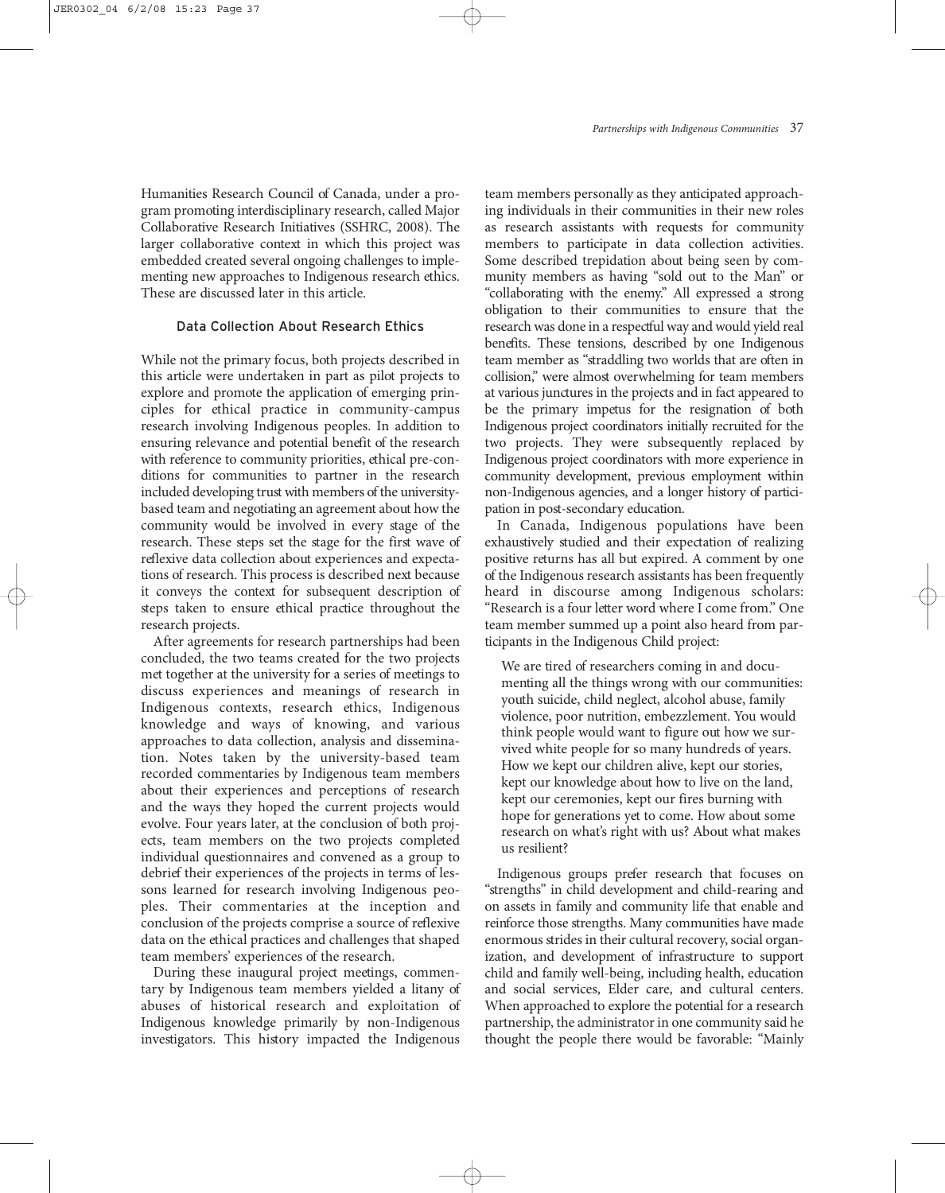Humanities Research Council of Canada, under a program promoting interdisciplinary research, called Major Collaborative Research Initiatives (SSHRC, 2008). The larger collaborative context in which this project was embedded created several ongoing challenges to implementing new approaches to Indigenous research ethics. These are discussed later in this article.

### Data Collection About Research Ethics

While not the primary focus, both projects described in this article were undertaken in part as pilot projects to explore and promote the application of emerging principles for ethical practice in community-campus research involving Indigenous peoples. In addition to ensuring relevance and potential benefit of the research with reference to community priorities, ethical pre-conditions for communities to partner in the research included developing trust with members of the university-based team and negotiating an agreement about how the community would be involved in every stage of the research. These steps set the stage for the first wave of reflexive data collection about experiences and expectations of research. This process is described next because it conveys the context for subsequent description of steps taken to ensure ethical practice throughout the research projects.

After agreements for research partnerships had been concluded, the two teams created for the two projects met together at the university for a series of meetings to discuss experiences and meanings of research in Indigenous contexts, research ethics, Indigenous knowledge and ways of knowing, and various approaches to data collection, analysis and dissemination. Notes taken by the university-based team recorded commentaries by Indigenous team members about their experiences and perceptions of research and the ways they hoped the current projects would evolve. Four years later, at the conclusion of both projects, team members on the two projects completed individual questionnaires and convened as a group to debrief their experiences of the projects in terms of lessons learned for research involving Indigenous peoples. Their commentaries at the inception and conclusion of the projects comprise a source of reflexive data on the ethical practices and challenges that shaped team members' experiences of the research.

During these inaugural project meetings, commentary by Indigenous team members yielded a litany of abuses of historical research and exploitation of Indigenous knowledge primarily by non-Indigenous investigators. This history impacted the Indigenous team members personally as they anticipated approaching individuals in their communities in their new roles as research assistants with requests for community members to participate in data collection activities. Some described trepidation about being seen by community members as having "sold out to the Man" or "collaborating with the enemy." All expressed a strong obligation to their communities to ensure that the research was done in a respectful way and would yield real benefits. These tensions, described by one Indigenous team member as "straddling two worlds that are often in collision," were almost overwhelming for team members at various junctures in the projects and in fact appeared to be the primary impetus for the resignation of both Indigenous project coordinators initially recruited for the two projects. They were subsequently replaced by Indigenous project coordinators with more experience in community development, previous employment within non-Indigenous agencies, and a longer history of participation in post-secondary education.

In Canada, Indigenous populations have been exhaustively studied and their expectation of realizing positive returns has all but expired. A comment by one of the Indigenous research assistants has been frequently heard in discourse among Indigenous scholars: "Research is a four letter word where I come from." One team member summed up a point also heard from participants in the Indigenous Child project:

> We are tired of researchers coming in and documenting all the things wrong with our communities: youth suicide, child neglect, alcohol abuse, family violence, poor nutrition, embezzlement. You would think people would want to figure out how we survived white people for so many hundreds of years. How we kept our children alive, kept our stories, kept our knowledge about how to live on the land, kept our ceremonies, kept our fires burning with hope for generations yet to come. How about some research on what's right with us? About what makes us resilient?

Indigenous groups prefer research that focuses on "strengths" in child development and child-rearing and on assets in family and community life that enable and reinforce those strengths. Many communities have made enormous strides in their cultural recovery, social organization, and development of infrastructure to support child and family well-being, including health, education and social services, Elder care, and cultural centers. When approached to explore the potential for a research partnership, the administrator in one community said he thought the people there would be favorable: "Mainly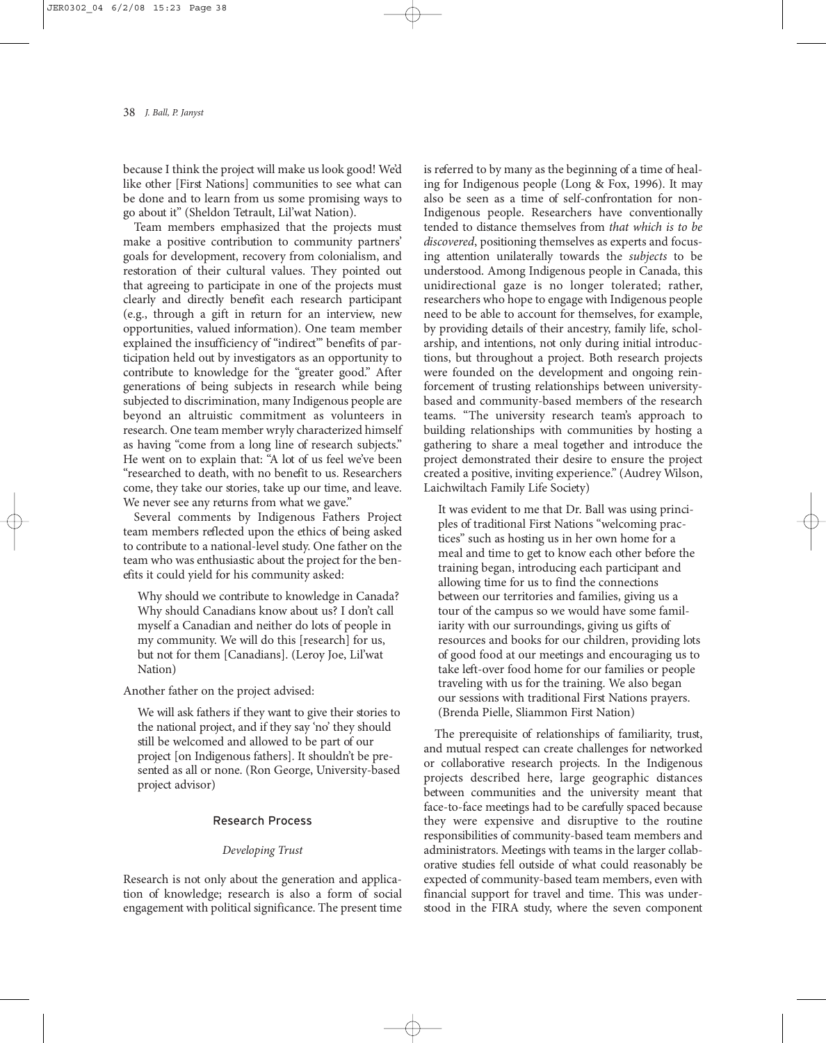because I think the project will make us look good! We'd like other [First Nations] communities to see what can be done and to learn from us some promising ways to go about it" (Sheldon Tetrault, Lil'wat Nation).

Team members emphasized that the projects must make a positive contribution to community partners' goals for development, recovery from colonialism, and restoration of their cultural values. They pointed out that agreeing to participate in one of the projects must clearly and directly benefit each research participant (e.g., through a gift in return for an interview, new opportunities, valued information). One team member explained the insufficiency of "indirect'" benefits of participation held out by investigators as an opportunity to contribute to knowledge for the "greater good." After generations of being subjects in research while being subjected to discrimination, many Indigenous people are beyond an altruistic commitment as volunteers in research. One team member wryly characterized himself as having "come from a long line of research subjects." He went on to explain that: "A lot of us feel we've been "researched to death, with no benefit to us. Researchers come, they take our stories, take up our time, and leave. We never see any returns from what we gave."

Several comments by Indigenous Fathers Project team members reflected upon the ethics of being asked to contribute to a national-level study. One father on the team who was enthusiastic about the project for the benefits it could yield for his community asked:

> Why should we contribute to knowledge in Canada? Why should Canadians know about us? I don't call myself a Canadian and neither do lots of people in my community. We will do this [research] for us, but not for them [Canadians]. (Leroy Joe, Lil'wat Nation)

Another father on the project advised:

> We will ask fathers if they want to give their stories to the national project, and if they say 'no' they should still be welcomed and allowed to be part of our project [on Indigenous fathers]. It shouldn't be presented as all or none. (Ron George, University-based project advisor)

## Research Process

### *Developing Trust*

Research is not only about the generation and application of knowledge; research is also a form of social engagement with political significance. The present time is referred to by many as the beginning of a time of healing for Indigenous people (Long & Fox, 1996). It may also be seen as a time of self-confrontation for non-Indigenous people. Researchers have conventionally tended to distance themselves from *that which is to be discovered*, positioning themselves as experts and focusing attention unilaterally towards the *subjects* to be understood. Among Indigenous people in Canada, this unidirectional gaze is no longer tolerated; rather, researchers who hope to engage with Indigenous people need to be able to account for themselves, for example, by providing details of their ancestry, family life, scholarship, and intentions, not only during initial introductions, but throughout a project. Both research projects were founded on the development and ongoing reinforcement of trusting relationships between university-based and community-based members of the research teams. "The university research team's approach to building relationships with communities by hosting a gathering to share a meal together and introduce the project demonstrated their desire to ensure the project created a positive, inviting experience." (Audrey Wilson, Laichwiltach Family Life Society)

> It was evident to me that Dr. Ball was using principles of traditional First Nations "welcoming practices" such as hosting us in her own home for a meal and time to get to know each other before the training began, introducing each participant and allowing time for us to find the connections between our territories and families, giving us a tour of the campus so we would have some familiarity with our surroundings, giving us gifts of resources and books for our children, providing lots of good food at our meetings and encouraging us to take left-over food home for our families or people traveling with us for the training. We also began our sessions with traditional First Nations prayers. (Brenda Pielle, Sliammon First Nation)

The prerequisite of relationships of familiarity, trust, and mutual respect can create challenges for networked or collaborative research projects. In the Indigenous projects described here, large geographic distances between communities and the university meant that face-to-face meetings had to be carefully spaced because they were expensive and disruptive to the routine responsibilities of community-based team members and administrators. Meetings with teams in the larger collaborative studies fell outside of what could reasonably be expected of community-based team members, even with financial support for travel and time. This was understood in the FIRA study, where the seven component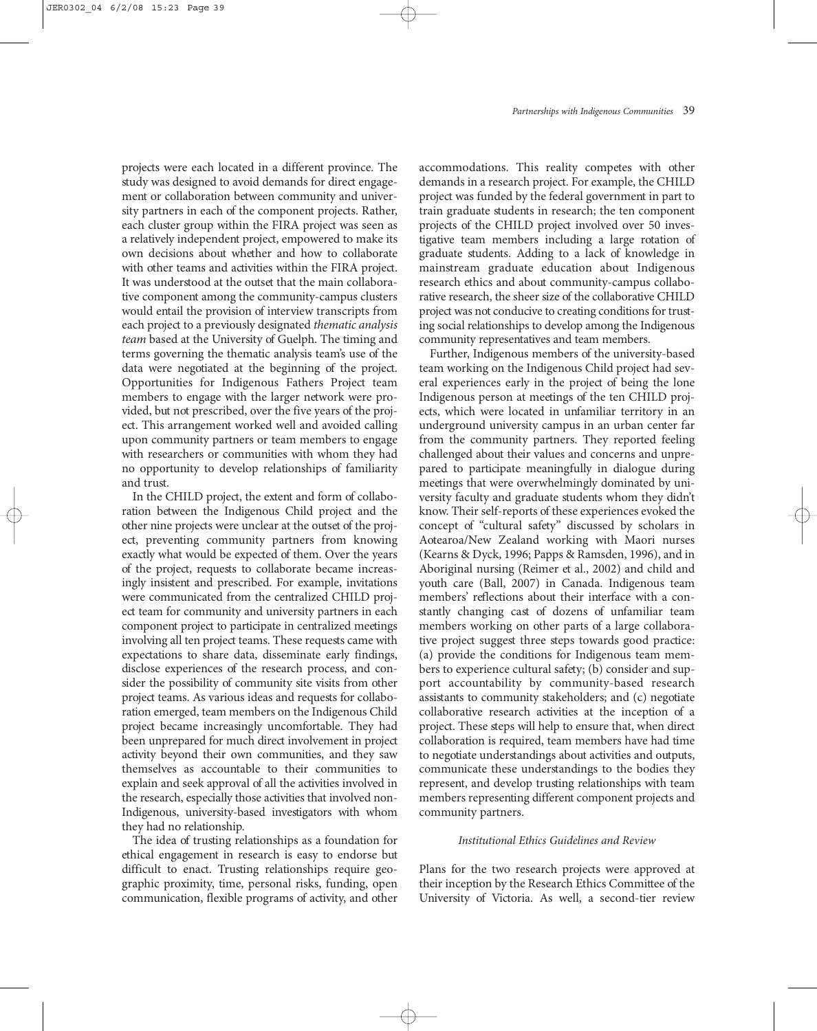projects were each located in a different province. The study was designed to avoid demands for direct engagement or collaboration between community and university partners in each of the component projects. Rather, each cluster group within the FIRA project was seen as a relatively independent project, empowered to make its own decisions about whether and how to collaborate with other teams and activities within the FIRA project. It was understood at the outset that the main collaborative component among the community-campus clusters would entail the provision of interview transcripts from each project to a previously designated *thematic analysis team* based at the University of Guelph. The timing and terms governing the thematic analysis team's use of the data were negotiated at the beginning of the project. Opportunities for Indigenous Fathers Project team members to engage with the larger network were provided, but not prescribed, over the five years of the project. This arrangement worked well and avoided calling upon community partners or team members to engage with researchers or communities with whom they had no opportunity to develop relationships of familiarity and trust.

In the CHILD project, the extent and form of collaboration between the Indigenous Child project and the other nine projects were unclear at the outset of the project, preventing community partners from knowing exactly what would be expected of them. Over the years of the project, requests to collaborate became increasingly insistent and prescribed. For example, invitations were communicated from the centralized CHILD project team for community and university partners in each component project to participate in centralized meetings involving all ten project teams. These requests came with expectations to share data, disseminate early findings, disclose experiences of the research process, and consider the possibility of community site visits from other project teams. As various ideas and requests for collaboration emerged, team members on the Indigenous Child project became increasingly uncomfortable. They had been unprepared for much direct involvement in project activity beyond their own communities, and they saw themselves as accountable to their communities to explain and seek approval of all the activities involved in the research, especially those activities that involved non-Indigenous, university-based investigators with whom they had no relationship.

The idea of trusting relationships as a foundation for ethical engagement in research is easy to endorse but difficult to enact. Trusting relationships require geographic proximity, time, personal risks, funding, open communication, flexible programs of activity, and other accommodations. This reality competes with other demands in a research project. For example, the CHILD project was funded by the federal government in part to train graduate students in research; the ten component projects of the CHILD project involved over 50 investigative team members including a large rotation of graduate students. Adding to a lack of knowledge in mainstream graduate education about Indigenous research ethics and about community-campus collaborative research, the sheer size of the collaborative CHILD project was not conducive to creating conditions for trusting social relationships to develop among the Indigenous community representatives and team members.

Further, Indigenous members of the university-based team working on the Indigenous Child project had several experiences early in the project of being the lone Indigenous person at meetings of the ten CHILD projects, which were located in unfamiliar territory in an underground university campus in an urban center far from the community partners. They reported feeling challenged about their values and concerns and unprepared to participate meaningfully in dialogue during meetings that were overwhelmingly dominated by university faculty and graduate students whom they didn't know. Their self-reports of these experiences evoked the concept of "cultural safety" discussed by scholars in Aotearoa/New Zealand working with Maori nurses (Kearns & Dyck, 1996; Papps & Ramsden, 1996), and in Aboriginal nursing (Reimer et al., 2002) and child and youth care (Ball, 2007) in Canada. Indigenous team members' reflections about their interface with a constantly changing cast of dozens of unfamiliar team members working on other parts of a large collaborative project suggest three steps towards good practice: (a) provide the conditions for Indigenous team members to experience cultural safety; (b) consider and support accountability by community-based research assistants to community stakeholders; and (c) negotiate collaborative research activities at the inception of a project. These steps will help to ensure that, when direct collaboration is required, team members have had time to negotiate understandings about activities and outputs, communicate these understandings to the bodies they represent, and develop trusting relationships with team members representing different component projects and community partners.

### *Institutional Ethics Guidelines and Review*

Plans for the two research projects were approved at their inception by the Research Ethics Committee of the University of Victoria. As well, a second-tier review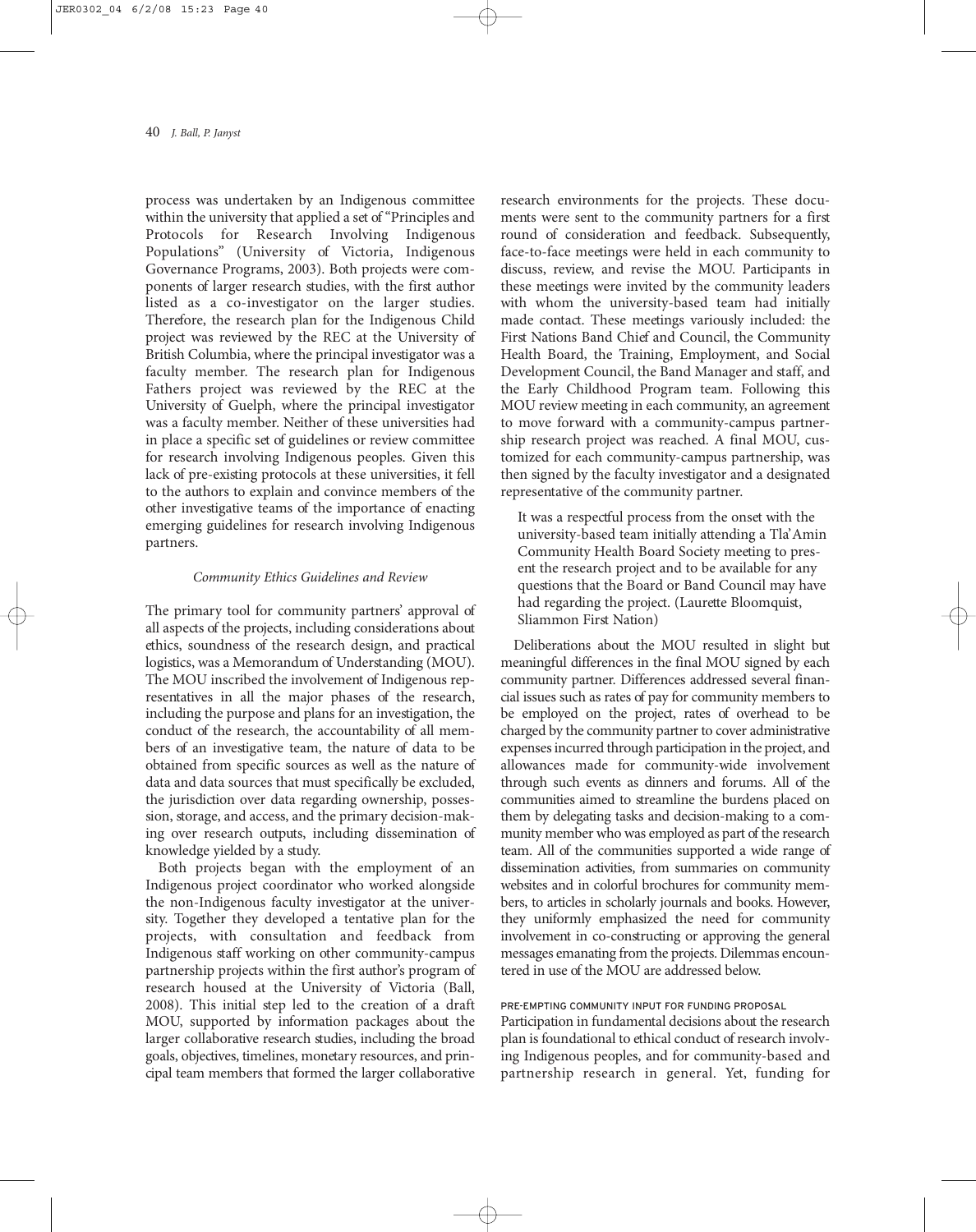process was undertaken by an Indigenous committee within the university that applied a set of "Principles and Protocols for Research Involving Indigenous Populations" (University of Victoria, Indigenous Governance Programs, 2003). Both projects were components of larger research studies, with the first author listed as a co-investigator on the larger studies. Therefore, the research plan for the Indigenous Child project was reviewed by the REC at the University of British Columbia, where the principal investigator was a faculty member. The research plan for Indigenous Fathers project was reviewed by the REC at the University of Guelph, where the principal investigator was a faculty member. Neither of these universities had in place a specific set of guidelines or review committee for research involving Indigenous peoples. Given this lack of pre-existing protocols at these universities, it fell to the authors to explain and convince members of the other investigative teams of the importance of enacting emerging guidelines for research involving Indigenous partners.

### *Community Ethics Guidelines and Review*

The primary tool for community partners' approval of all aspects of the projects, including considerations about ethics, soundness of the research design, and practical logistics, was a Memorandum of Understanding (MOU). The MOU inscribed the involvement of Indigenous representatives in all the major phases of the research, including the purpose and plans for an investigation, the conduct of the research, the accountability of all members of an investigative team, the nature of data to be obtained from specific sources as well as the nature of data and data sources that must specifically be excluded, the jurisdiction over data regarding ownership, possession, storage, and access, and the primary decision-making over research outputs, including dissemination of knowledge yielded by a study.

Both projects began with the employment of an Indigenous project coordinator who worked alongside the non-Indigenous faculty investigator at the university. Together they developed a tentative plan for the projects, with consultation and feedback from Indigenous staff working on other community-campus partnership projects within the first author's program of research housed at the University of Victoria (Ball, 2008). This initial step led to the creation of a draft MOU, supported by information packages about the larger collaborative research studies, including the broad goals, objectives, timelines, monetary resources, and principal team members that formed the larger collaborative research environments for the projects. These documents were sent to the community partners for a first round of consideration and feedback. Subsequently, face-to-face meetings were held in each community to discuss, review, and revise the MOU. Participants in these meetings were invited by the community leaders with whom the university-based team had initially made contact. These meetings variously included: the First Nations Band Chief and Council, the Community Health Board, the Training, Employment, and Social Development Council, the Band Manager and staff, and the Early Childhood Program team. Following this MOU review meeting in each community, an agreement to move forward with a community-campus partnership research project was reached. A final MOU, customized for each community-campus partnership, was then signed by the faculty investigator and a designated representative of the community partner.

> It was a respectful process from the onset with the university-based team initially attending a Tla'Amin Community Health Board Society meeting to present the research project and to be available for any questions that the Board or Band Council may have had regarding the project. (Laurette Bloomquist, Sliammon First Nation)

Deliberations about the MOU resulted in slight but meaningful differences in the final MOU signed by each community partner. Differences addressed several financial issues such as rates of pay for community members to be employed on the project, rates of overhead to be charged by the community partner to cover administrative expenses incurred through participation in the project, and allowances made for community-wide involvement through such events as dinners and forums. All of the communities aimed to streamline the burdens placed on them by delegating tasks and decision-making to a community member who was employed as part of the research team. All of the communities supported a wide range of dissemination activities, from summaries on community websites and in colorful brochures for community members, to articles in scholarly journals and books. However, they uniformly emphasized the need for community involvement in co-constructing or approving the general messages emanating from the projects. Dilemmas encountered in use of the MOU are addressed below.

#### PRE-EMPTING COMMUNITY INPUT FOR FUNDING PROPOSAL

Participation in fundamental decisions about the research plan is foundational to ethical conduct of research involving Indigenous peoples, and for community-based and partnership research in general. Yet, funding for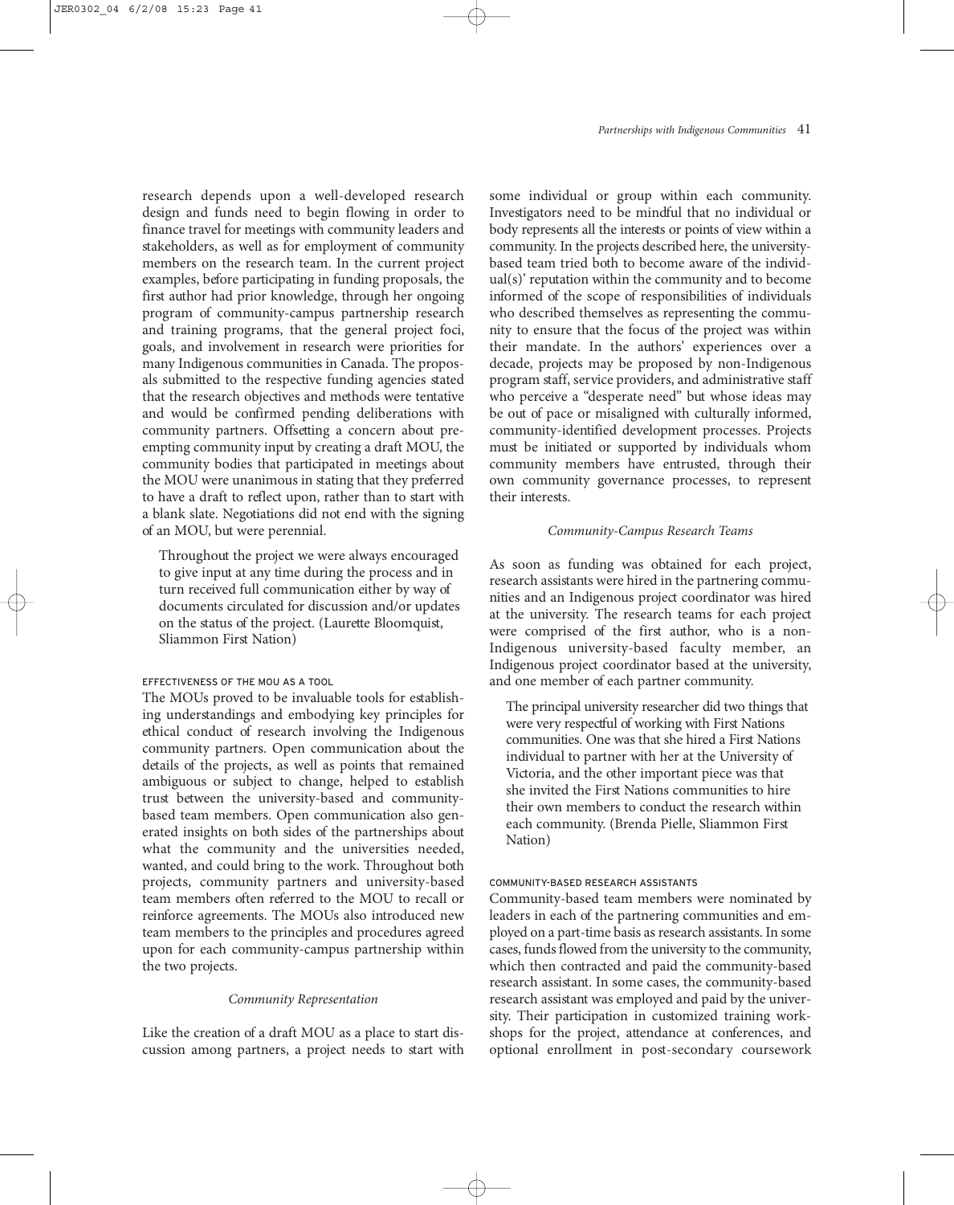research depends upon a well-developed research design and funds need to begin flowing in order to finance travel for meetings with community leaders and stakeholders, as well as for employment of community members on the research team. In the current project examples, before participating in funding proposals, the first author had prior knowledge, through her ongoing program of community-campus partnership research and training programs, that the general project foci, goals, and involvement in research were priorities for many Indigenous communities in Canada. The proposals submitted to the respective funding agencies stated that the research objectives and methods were tentative and would be confirmed pending deliberations with community partners. Offsetting a concern about preempting community input by creating a draft MOU, the community bodies that participated in meetings about the MOU were unanimous in stating that they preferred to have a draft to reflect upon, rather than to start with a blank slate. Negotiations did not end with the signing of an MOU, but were perennial.

> Throughout the project we were always encouraged to give input at any time during the process and in turn received full communication either by way of documents circulated for discussion and/or updates on the status of the project. (Laurette Bloomquist, Sliammon First Nation)

#### EFFECTIVENESS OF THE MOU AS A TOOL

The MOUs proved to be invaluable tools for establishing understandings and embodying key principles for ethical conduct of research involving the Indigenous community partners. Open communication about the details of the projects, as well as points that remained ambiguous or subject to change, helped to establish trust between the university-based and community-based team members. Open communication also generated insights on both sides of the partnerships about what the community and the universities needed, wanted, and could bring to the work. Throughout both projects, community partners and university-based team members often referred to the MOU to recall or reinforce agreements. The MOUs also introduced new team members to the principles and procedures agreed upon for each community-campus partnership within the two projects.

### *Community Representation*

Like the creation of a draft MOU as a place to start discussion among partners, a project needs to start with some individual or group within each community. Investigators need to be mindful that no individual or body represents all the interests or points of view within a community. In the projects described here, the university-based team tried both to become aware of the individual(s)' reputation within the community and to become informed of the scope of responsibilities of individuals who described themselves as representing the community to ensure that the focus of the project was within their mandate. In the authors' experiences over a decade, projects may be proposed by non-Indigenous program staff, service providers, and administrative staff who perceive a "desperate need" but whose ideas may be out of pace or misaligned with culturally informed, community-identified development processes. Projects must be initiated or supported by individuals whom community members have entrusted, through their own community governance processes, to represent their interests.

### *Community-Campus Research Teams*

As soon as funding was obtained for each project, research assistants were hired in the partnering communities and an Indigenous project coordinator was hired at the university. The research teams for each project were comprised of the first author, who is a non-Indigenous university-based faculty member, an Indigenous project coordinator based at the university, and one member of each partner community.

> The principal university researcher did two things that were very respectful of working with First Nations communities. One was that she hired a First Nations individual to partner with her at the University of Victoria, and the other important piece was that she invited the First Nations communities to hire their own members to conduct the research within each community. (Brenda Pielle, Sliammon First Nation)

#### COMMUNITY-BASED RESEARCH ASSISTANTS

Community-based team members were nominated by leaders in each of the partnering communities and employed on a part-time basis as research assistants. In some cases, funds flowed from the university to the community, which then contracted and paid the community-based research assistant. In some cases, the community-based research assistant was employed and paid by the university. Their participation in customized training workshops for the project, attendance at conferences, and optional enrollment in post-secondary coursework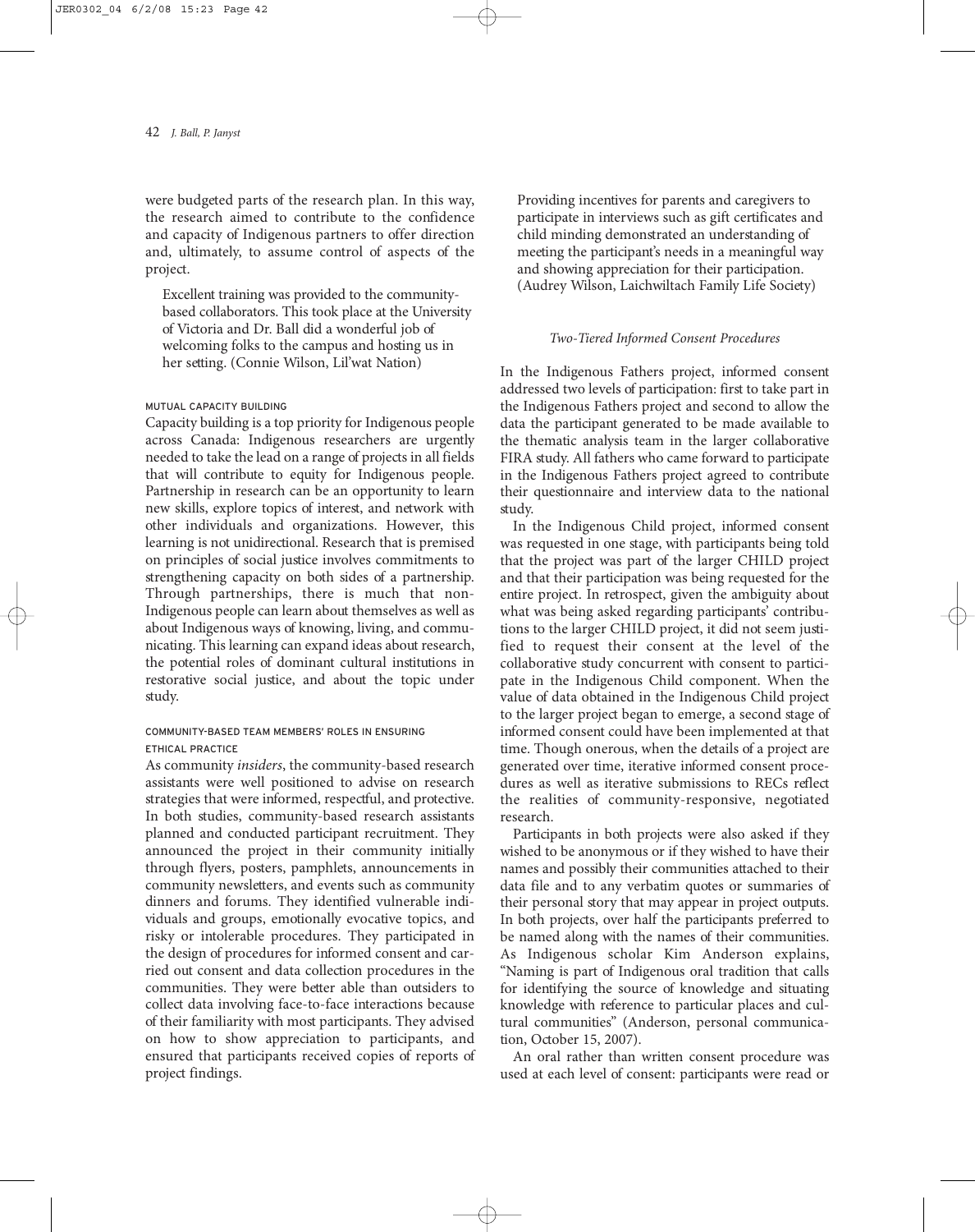were budgeted parts of the research plan. In this way, the research aimed to contribute to the confidence and capacity of Indigenous partners to offer direction and, ultimately, to assume control of aspects of the project.

> Excellent training was provided to the community-based collaborators. This took place at the University of Victoria and Dr. Ball did a wonderful job of welcoming folks to the campus and hosting us in her setting. (Connie Wilson, Lil'wat Nation)

#### MUTUAL CAPACITY BUILDING

Capacity building is a top priority for Indigenous people across Canada: Indigenous researchers are urgently needed to take the lead on a range of projects in all fields that will contribute to equity for Indigenous people. Partnership in research can be an opportunity to learn new skills, explore topics of interest, and network with other individuals and organizations. However, this learning is not unidirectional. Research that is premised on principles of social justice involves commitments to strengthening capacity on both sides of a partnership. Through partnerships, there is much that non-Indigenous people can learn about themselves as well as about Indigenous ways of knowing, living, and communicating. This learning can expand ideas about research, the potential roles of dominant cultural institutions in restorative social justice, and about the topic under study.

#### COMMUNITY-BASED TEAM MEMBERS' ROLES IN ENSURING ETHICAL PRACTICE

As community *insiders*, the community-based research assistants were well positioned to advise on research strategies that were informed, respectful, and protective. In both studies, community-based research assistants planned and conducted participant recruitment. They announced the project in their community initially through flyers, posters, pamphlets, announcements in community newsletters, and events such as community dinners and forums. They identified vulnerable individuals and groups, emotionally evocative topics, and risky or intolerable procedures. They participated in the design of procedures for informed consent and carried out consent and data collection procedures in the communities. They were better able than outsiders to collect data involving face-to-face interactions because of their familiarity with most participants. They advised on how to show appreciation to participants, and ensured that participants received copies of reports of project findings.

> Providing incentives for parents and caregivers to participate in interviews such as gift certificates and child minding demonstrated an understanding of meeting the participant's needs in a meaningful way and showing appreciation for their participation. (Audrey Wilson, Laichwiltach Family Life Society)

#### *Two-Tiered Informed Consent Procedures*

In the Indigenous Fathers project, informed consent addressed two levels of participation: first to take part in the Indigenous Fathers project and second to allow the data the participant generated to be made available to the thematic analysis team in the larger collaborative FIRA study. All fathers who came forward to participate in the Indigenous Fathers project agreed to contribute their questionnaire and interview data to the national study.

In the Indigenous Child project, informed consent was requested in one stage, with participants being told that the project was part of the larger CHILD project and that their participation was being requested for the entire project. In retrospect, given the ambiguity about what was being asked regarding participants' contributions to the larger CHILD project, it did not seem justified to request their consent at the level of the collaborative study concurrent with consent to participate in the Indigenous Child component. When the value of data obtained in the Indigenous Child project to the larger project began to emerge, a second stage of informed consent could have been implemented at that time. Though onerous, when the details of a project are generated over time, iterative informed consent procedures as well as iterative submissions to RECs reflect the realities of community-responsive, negotiated research.

Participants in both projects were also asked if they wished to be anonymous or if they wished to have their names and possibly their communities attached to their data file and to any verbatim quotes or summaries of their personal story that may appear in project outputs. In both projects, over half the participants preferred to be named along with the names of their communities. As Indigenous scholar Kim Anderson explains, "Naming is part of Indigenous oral tradition that calls for identifying the source of knowledge and situating knowledge with reference to particular places and cultural communities" (Anderson, personal communication, October 15, 2007).

An oral rather than written consent procedure was used at each level of consent: participants were read or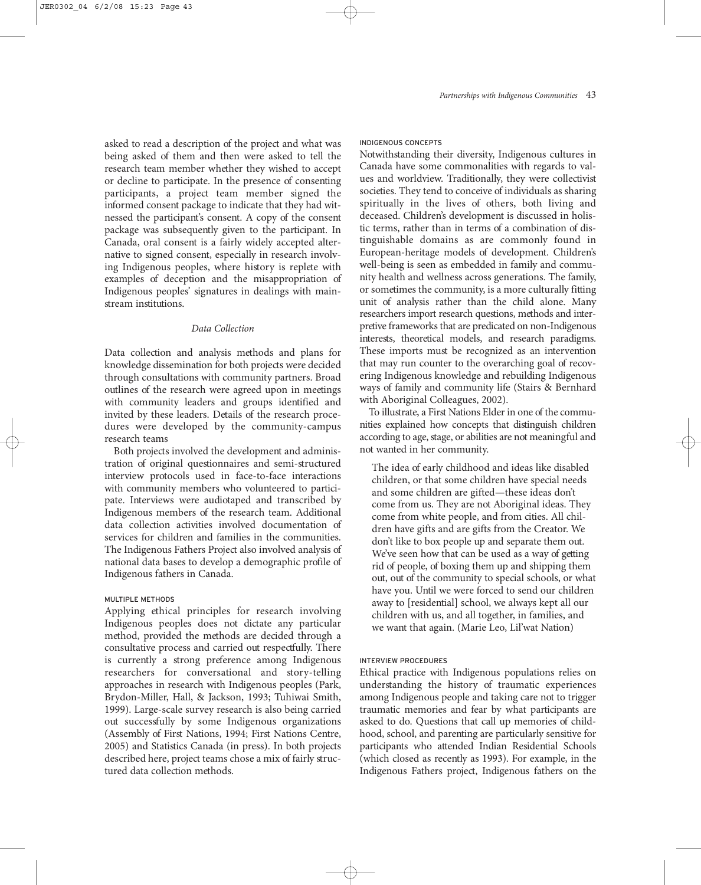asked to read a description of the project and what was being asked of them and then were asked to tell the research team member whether they wished to accept or decline to participate. In the presence of consenting participants, a project team member signed the informed consent package to indicate that they had witnessed the participant's consent. A copy of the consent package was subsequently given to the participant. In Canada, oral consent is a fairly widely accepted alternative to signed consent, especially in research involving Indigenous peoples, where history is replete with examples of deception and the misappropriation of Indigenous peoples' signatures in dealings with mainstream institutions.

### *Data Collection*

Data collection and analysis methods and plans for knowledge dissemination for both projects were decided through consultations with community partners. Broad outlines of the research were agreed upon in meetings with community leaders and groups identified and invited by these leaders. Details of the research procedures were developed by the community-campus research teams

Both projects involved the development and administration of original questionnaires and semi-structured interview protocols used in face-to-face interactions with community members who volunteered to participate. Interviews were audiotaped and transcribed by Indigenous members of the research team. Additional data collection activities involved documentation of services for children and families in the communities. The Indigenous Fathers Project also involved analysis of national data bases to develop a demographic profile of Indigenous fathers in Canada.

#### MULTIPLE METHODS

Applying ethical principles for research involving Indigenous peoples does not dictate any particular method, provided the methods are decided through a consultative process and carried out respectfully. There is currently a strong preference among Indigenous researchers for conversational and story-telling approaches in research with Indigenous peoples (Park, Brydon-Miller, Hall, & Jackson, 1993; Tuhiwai Smith, 1999). Large-scale survey research is also being carried out successfully by some Indigenous organizations (Assembly of First Nations, 1994; First Nations Centre, 2005) and Statistics Canada (in press). In both projects described here, project teams chose a mix of fairly structured data collection methods.

#### INDIGENOUS CONCEPTS

Notwithstanding their diversity, Indigenous cultures in Canada have some commonalities with regards to values and worldview. Traditionally, they were collectivist societies. They tend to conceive of individuals as sharing spiritually in the lives of others, both living and deceased. Children's development is discussed in holistic terms, rather than in terms of a combination of distinguishable domains as are commonly found in European-heritage models of development. Children's well-being is seen as embedded in family and community health and wellness across generations. The family, or sometimes the community, is a more culturally fitting unit of analysis rather than the child alone. Many researchers import research questions, methods and interpretive frameworks that are predicated on non-Indigenous interests, theoretical models, and research paradigms. These imports must be recognized as an intervention that may run counter to the overarching goal of recovering Indigenous knowledge and rebuilding Indigenous ways of family and community life (Stairs & Bernhard with Aboriginal Colleagues, 2002).

To illustrate, a First Nations Elder in one of the communities explained how concepts that distinguish children according to age, stage, or abilities are not meaningful and not wanted in her community.

> The idea of early childhood and ideas like disabled children, or that some children have special needs and some children are gifted—these ideas don't come from us. They are not Aboriginal ideas. They come from white people, and from cities. All children have gifts and are gifts from the Creator. We don't like to box people up and separate them out. We've seen how that can be used as a way of getting rid of people, of boxing them up and shipping them out, out of the community to special schools, or what have you. Until we were forced to send our children away to [residential] school, we always kept all our children with us, and all together, in families, and we want that again. (Marie Leo, Lil'wat Nation)

#### INTERVIEW PROCEDURES

Ethical practice with Indigenous populations relies on understanding the history of traumatic experiences among Indigenous people and taking care not to trigger traumatic memories and fear by what participants are asked to do. Questions that call up memories of childhood, school, and parenting are particularly sensitive for participants who attended Indian Residential Schools (which closed as recently as 1993). For example, in the Indigenous Fathers project, Indigenous fathers on the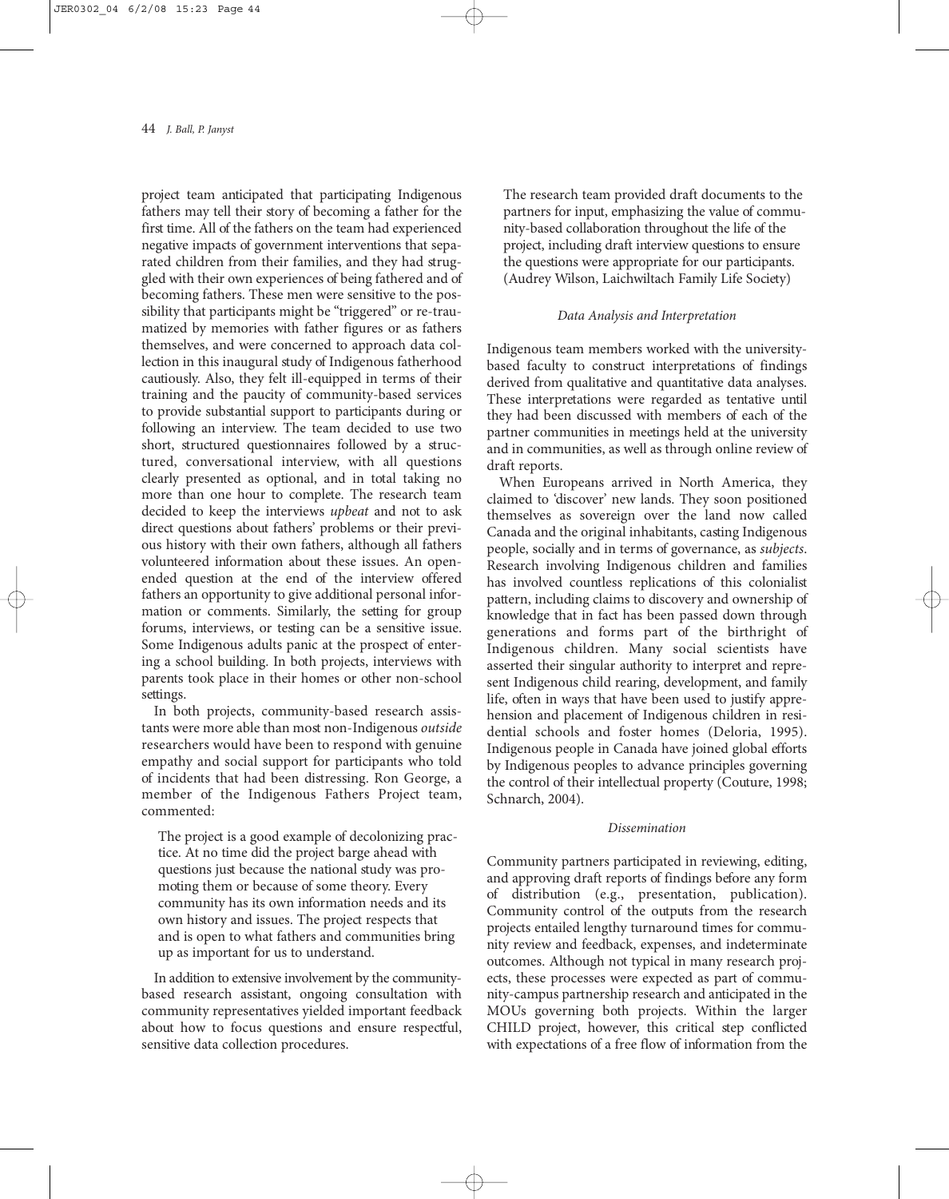project team anticipated that participating Indigenous fathers may tell their story of becoming a father for the first time. All of the fathers on the team had experienced negative impacts of government interventions that separated children from their families, and they had struggled with their own experiences of being fathered and of becoming fathers. These men were sensitive to the possibility that participants might be "triggered" or re-traumatized by memories with father figures or as fathers themselves, and were concerned to approach data collection in this inaugural study of Indigenous fatherhood cautiously. Also, they felt ill-equipped in terms of their training and the paucity of community-based services to provide substantial support to participants during or following an interview. The team decided to use two short, structured questionnaires followed by a structured, conversational interview, with all questions clearly presented as optional, and in total taking no more than one hour to complete. The research team decided to keep the interviews *upbeat* and not to ask direct questions about fathers' problems or their previous history with their own fathers, although all fathers volunteered information about these issues. An open-ended question at the end of the interview offered fathers an opportunity to give additional personal information or comments. Similarly, the setting for group forums, interviews, or testing can be a sensitive issue. Some Indigenous adults panic at the prospect of entering a school building. In both projects, interviews with parents took place in their homes or other non-school settings.

In both projects, community-based research assistants were more able than most non-Indigenous *outside* researchers would have been to respond with genuine empathy and social support for participants who told of incidents that had been distressing. Ron George, a member of the Indigenous Fathers Project team, commented:

> The project is a good example of decolonizing practice. At no time did the project barge ahead with questions just because the national study was promoting them or because of some theory. Every community has its own information needs and its own history and issues. The project respects that and is open to what fathers and communities bring up as important for us to understand.

In addition to extensive involvement by the community-based research assistant, ongoing consultation with community representatives yielded important feedback about how to focus questions and ensure respectful, sensitive data collection procedures.

> The research team provided draft documents to the partners for input, emphasizing the value of community-based collaboration throughout the life of the project, including draft interview questions to ensure the questions were appropriate for our participants. (Audrey Wilson, Laichwiltach Family Life Society)

#### *Data Analysis and Interpretation*

Indigenous team members worked with the university-based faculty to construct interpretations of findings derived from qualitative and quantitative data analyses. These interpretations were regarded as tentative until they had been discussed with members of each of the partner communities in meetings held at the university and in communities, as well as through online review of draft reports.

When Europeans arrived in North America, they claimed to 'discover' new lands. They soon positioned themselves as sovereign over the land now called Canada and the original inhabitants, casting Indigenous people, socially and in terms of governance, as *subjects*. Research involving Indigenous children and families has involved countless replications of this colonialist pattern, including claims to discovery and ownership of knowledge that in fact has been passed down through generations and forms part of the birthright of Indigenous children. Many social scientists have asserted their singular authority to interpret and represent Indigenous child rearing, development, and family life, often in ways that have been used to justify apprehension and placement of Indigenous children in residential schools and foster homes (Deloria, 1995). Indigenous people in Canada have joined global efforts by Indigenous peoples to advance principles governing the control of their intellectual property (Couture, 1998; Schnarch, 2004).

#### *Dissemination*

Community partners participated in reviewing, editing, and approving draft reports of findings before any form of distribution (e.g., presentation, publication). Community control of the outputs from the research projects entailed lengthy turnaround times for community review and feedback, expenses, and indeterminate outcomes. Although not typical in many research projects, these processes were expected as part of community-campus partnership research and anticipated in the MOUs governing both projects. Within the larger CHILD project, however, this critical step conflicted with expectations of a free flow of information from the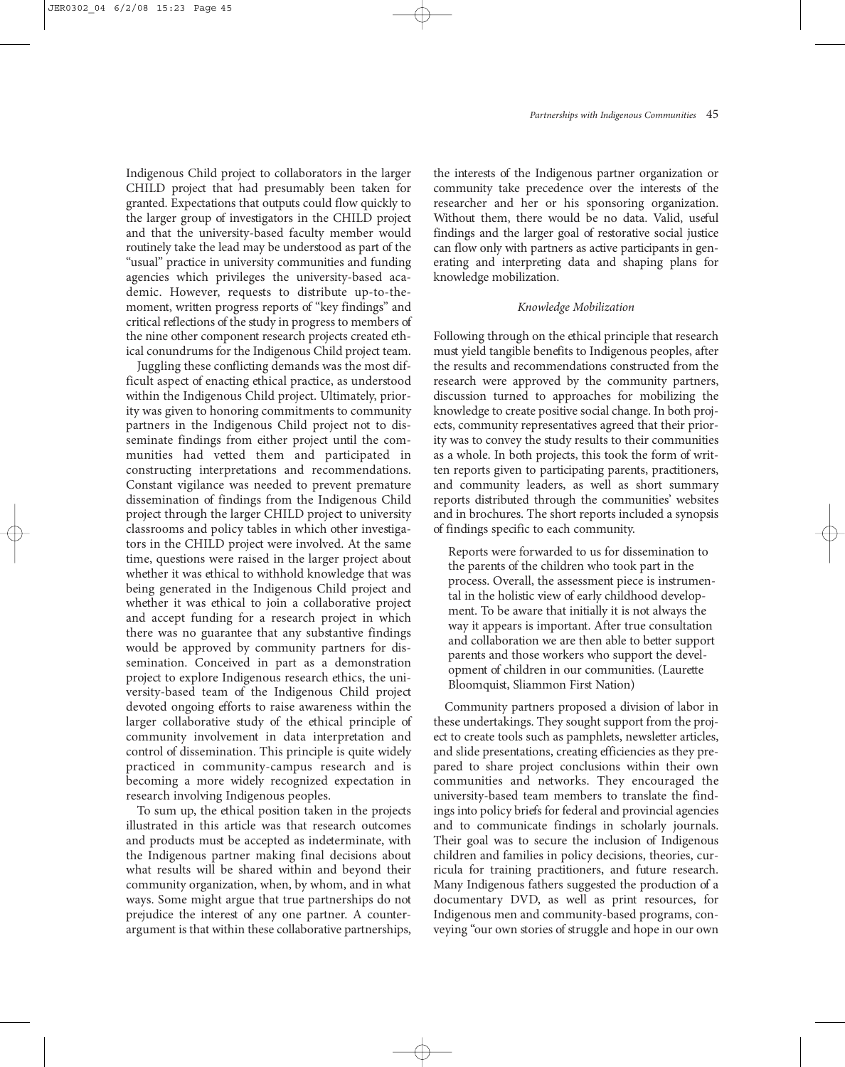Indigenous Child project to collaborators in the larger CHILD project that had presumably been taken for granted. Expectations that outputs could flow quickly to the larger group of investigators in the CHILD project and that the university-based faculty member would routinely take the lead may be understood as part of the "usual" practice in university communities and funding agencies which privileges the university-based academic. However, requests to distribute up-to-the-moment, written progress reports of "key findings" and critical reflections of the study in progress to members of the nine other component research projects created ethical conundrums for the Indigenous Child project team.

Juggling these conflicting demands was the most difficult aspect of enacting ethical practice, as understood within the Indigenous Child project. Ultimately, priority was given to honoring commitments to community partners in the Indigenous Child project not to disseminate findings from either project until the communities had vetted them and participated in constructing interpretations and recommendations. Constant vigilance was needed to prevent premature dissemination of findings from the Indigenous Child project through the larger CHILD project to university classrooms and policy tables in which other investigators in the CHILD project were involved. At the same time, questions were raised in the larger project about whether it was ethical to withhold knowledge that was being generated in the Indigenous Child project and whether it was ethical to join a collaborative project and accept funding for a research project in which there was no guarantee that any substantive findings would be approved by community partners for dissemination. Conceived in part as a demonstration project to explore Indigenous research ethics, the university-based team of the Indigenous Child project devoted ongoing efforts to raise awareness within the larger collaborative study of the ethical principle of community involvement in data interpretation and control of dissemination. This principle is quite widely practiced in community-campus research and is becoming a more widely recognized expectation in research involving Indigenous peoples.

To sum up, the ethical position taken in the projects illustrated in this article was that research outcomes and products must be accepted as indeterminate, with the Indigenous partner making final decisions about what results will be shared within and beyond their community organization, when, by whom, and in what ways. Some might argue that true partnerships do not prejudice the interest of any one partner. A counterargument is that within these collaborative partnerships, the interests of the Indigenous partner organization or community take precedence over the interests of the researcher and her or his sponsoring organization. Without them, there would be no data. Valid, useful findings and the larger goal of restorative social justice can flow only with partners as active participants in generating and interpreting data and shaping plans for knowledge mobilization.

### *Knowledge Mobilization*

Following through on the ethical principle that research must yield tangible benefits to Indigenous peoples, after the results and recommendations constructed from the research were approved by the community partners, discussion turned to approaches for mobilizing the knowledge to create positive social change. In both projects, community representatives agreed that their priority was to convey the study results to their communities as a whole. In both projects, this took the form of written reports given to participating parents, practitioners, and community leaders, as well as short summary reports distributed through the communities' websites and in brochures. The short reports included a synopsis of findings specific to each community.

> Reports were forwarded to us for dissemination to the parents of the children who took part in the process. Overall, the assessment piece is instrumental in the holistic view of early childhood development. To be aware that initially it is not always the way it appears is important. After true consultation and collaboration we are then able to better support parents and those workers who support the development of children in our communities. (Laurette Bloomquist, Sliammon First Nation)

Community partners proposed a division of labor in these undertakings. They sought support from the project to create tools such as pamphlets, newsletter articles, and slide presentations, creating efficiencies as they prepared to share project conclusions within their own communities and networks. They encouraged the university-based team members to translate the findings into policy briefs for federal and provincial agencies and to communicate findings in scholarly journals. Their goal was to secure the inclusion of Indigenous children and families in policy decisions, theories, curricula for training practitioners, and future research. Many Indigenous fathers suggested the production of a documentary DVD, as well as print resources, for Indigenous men and community-based programs, conveying "our own stories of struggle and hope in our own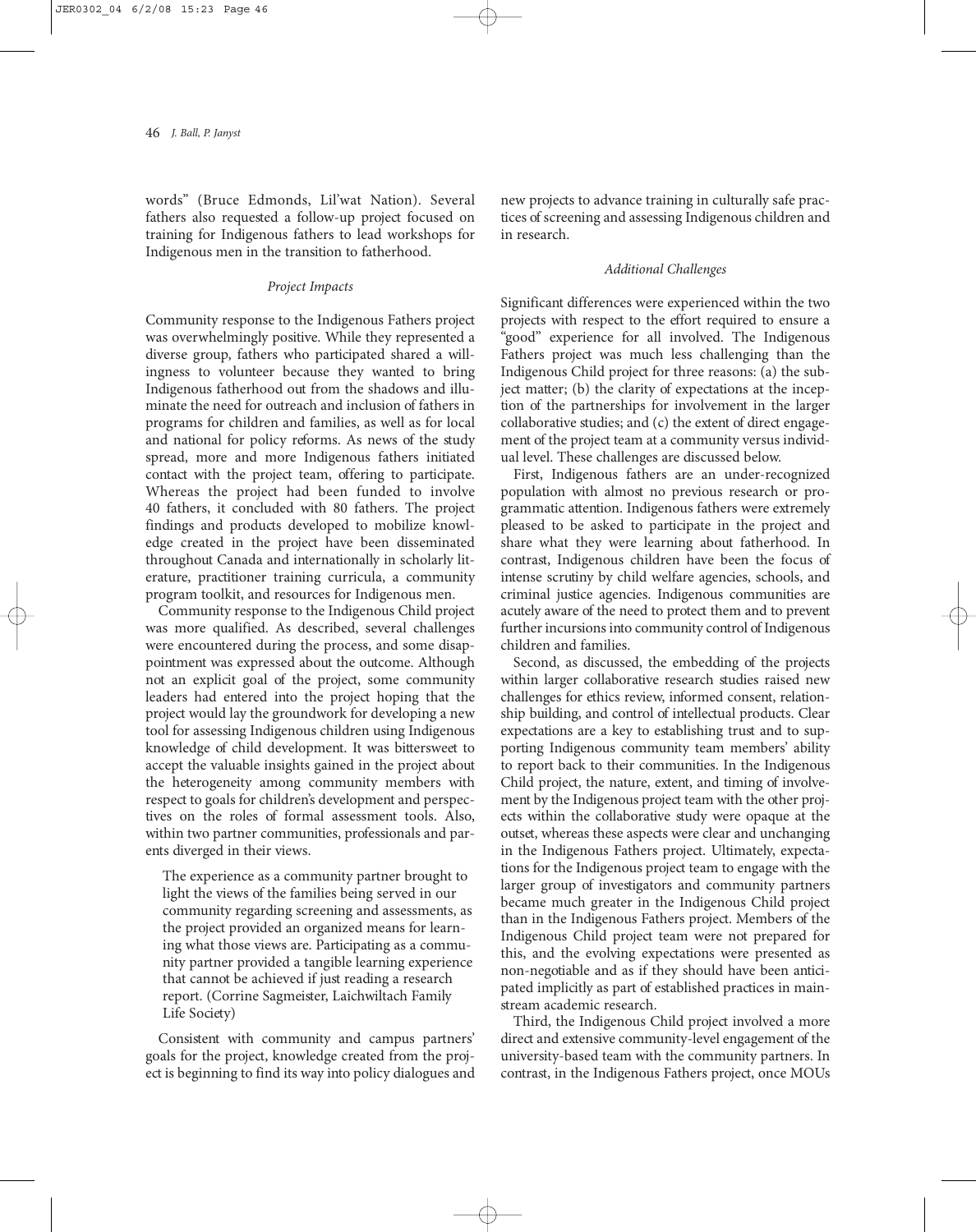words" (Bruce Edmonds, Lil'wat Nation). Several fathers also requested a follow-up project focused on training for Indigenous fathers to lead workshops for Indigenous men in the transition to fatherhood.

### *Project Impacts*

Community response to the Indigenous Fathers project was overwhelmingly positive. While they represented a diverse group, fathers who participated shared a willingness to volunteer because they wanted to bring Indigenous fatherhood out from the shadows and illuminate the need for outreach and inclusion of fathers in programs for children and families, as well as for local and national for policy reforms. As news of the study spread, more and more Indigenous fathers initiated contact with the project team, offering to participate. Whereas the project had been funded to involve 40 fathers, it concluded with 80 fathers. The project findings and products developed to mobilize knowledge created in the project have been disseminated throughout Canada and internationally in scholarly literature, practitioner training curricula, a community program toolkit, and resources for Indigenous men.

Community response to the Indigenous Child project was more qualified. As described, several challenges were encountered during the process, and some disappointment was expressed about the outcome. Although not an explicit goal of the project, some community leaders had entered into the project hoping that the project would lay the groundwork for developing a new tool for assessing Indigenous children using Indigenous knowledge of child development. It was bittersweet to accept the valuable insights gained in the project about the heterogeneity among community members with respect to goals for children's development and perspectives on the roles of formal assessment tools. Also, within two partner communities, professionals and parents diverged in their views.

> The experience as a community partner brought to light the views of the families being served in our community regarding screening and assessments, as the project provided an organized means for learning what those views are. Participating as a community partner provided a tangible learning experience that cannot be achieved if just reading a research report. (Corrine Sagmeister, Laichwiltach Family Life Society)

Consistent with community and campus partners' goals for the project, knowledge created from the project is beginning to find its way into policy dialogues and new projects to advance training in culturally safe practices of screening and assessing Indigenous children and in research.

### *Additional Challenges*

Significant differences were experienced within the two projects with respect to the effort required to ensure a "good" experience for all involved. The Indigenous Fathers project was much less challenging than the Indigenous Child project for three reasons: (a) the subject matter; (b) the clarity of expectations at the inception of the partnerships for involvement in the larger collaborative studies; and (c) the extent of direct engagement of the project team at a community versus individual level. These challenges are discussed below.

First, Indigenous fathers are an under-recognized population with almost no previous research or programmatic attention. Indigenous fathers were extremely pleased to be asked to participate in the project and share what they were learning about fatherhood. In contrast, Indigenous children have been the focus of intense scrutiny by child welfare agencies, schools, and criminal justice agencies. Indigenous communities are acutely aware of the need to protect them and to prevent further incursions into community control of Indigenous children and families.

Second, as discussed, the embedding of the projects within larger collaborative research studies raised new challenges for ethics review, informed consent, relationship building, and control of intellectual products. Clear expectations are a key to establishing trust and to supporting Indigenous community team members' ability to report back to their communities. In the Indigenous Child project, the nature, extent, and timing of involvement by the Indigenous project team with the other projects within the collaborative study were opaque at the outset, whereas these aspects were clear and unchanging in the Indigenous Fathers project. Ultimately, expectations for the Indigenous project team to engage with the larger group of investigators and community partners became much greater in the Indigenous Child project than in the Indigenous Fathers project. Members of the Indigenous Child project team were not prepared for this, and the evolving expectations were presented as non-negotiable and as if they should have been anticipated implicitly as part of established practices in mainstream academic research.

Third, the Indigenous Child project involved a more direct and extensive community-level engagement of the university-based team with the community partners. In contrast, in the Indigenous Fathers project, once MOUs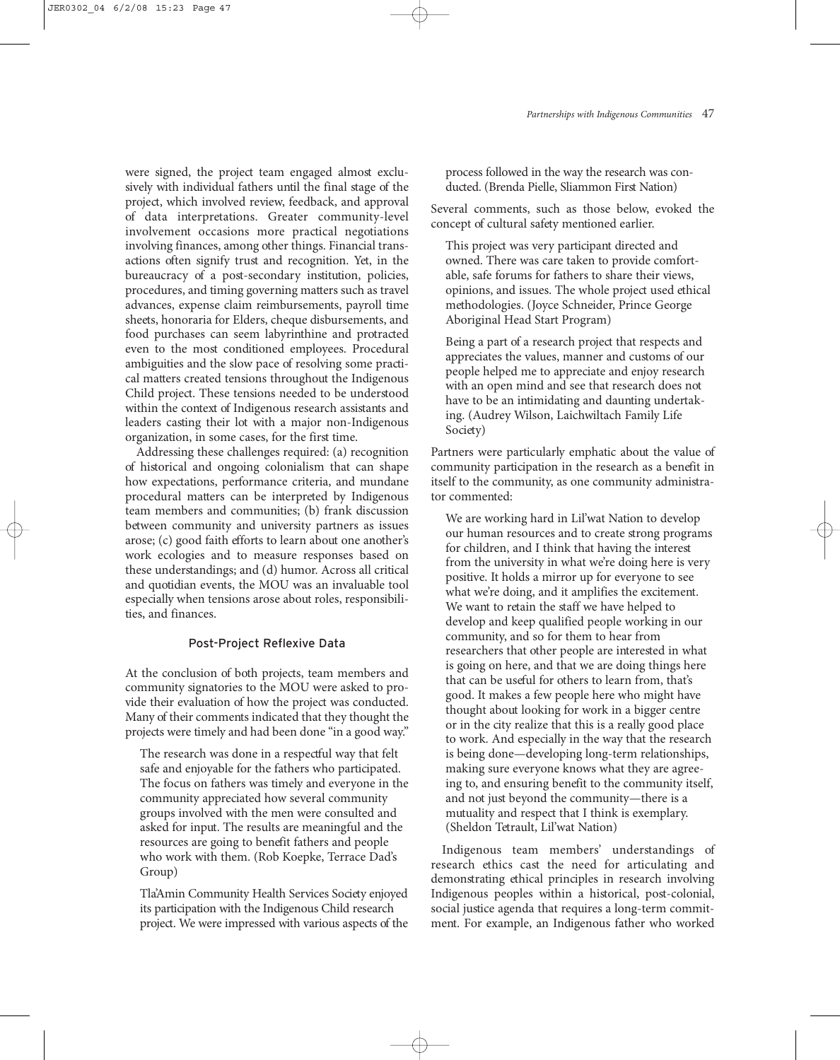were signed, the project team engaged almost exclusively with individual fathers until the final stage of the project, which involved review, feedback, and approval of data interpretations. Greater community-level involvement occasions more practical negotiations involving finances, among other things. Financial transactions often signify trust and recognition. Yet, in the bureaucracy of a post-secondary institution, policies, procedures, and timing governing matters such as travel advances, expense claim reimbursements, payroll time sheets, honoraria for Elders, cheque disbursements, and food purchases can seem labyrinthine and protracted even to the most conditioned employees. Procedural ambiguities and the slow pace of resolving some practical matters created tensions throughout the Indigenous Child project. These tensions needed to be understood within the context of Indigenous research assistants and leaders casting their lot with a major non-Indigenous organization, in some cases, for the first time.

Addressing these challenges required: (a) recognition of historical and ongoing colonialism that can shape how expectations, performance criteria, and mundane procedural matters can be interpreted by Indigenous team members and communities; (b) frank discussion between community and university partners as issues arose; (c) good faith efforts to learn about one another's work ecologies and to measure responses based on these understandings; and (d) humor. Across all critical and quotidian events, the MOU was an invaluable tool especially when tensions arose about roles, responsibilities, and finances.

### Post-Project Reflexive Data

At the conclusion of both projects, team members and community signatories to the MOU were asked to provide their evaluation of how the project was conducted. Many of their comments indicated that they thought the projects were timely and had been done "in a good way."

> The research was done in a respectful way that felt safe and enjoyable for the fathers who participated. The focus on fathers was timely and everyone in the community appreciated how several community groups involved with the men were consulted and asked for input. The results are meaningful and the resources are going to benefit fathers and people who work with them. (Rob Koepke, Terrace Dad's Group)

> Tla'Amin Community Health Services Society enjoyed its participation with the Indigenous Child research project. We were impressed with various aspects of the process followed in the way the research was conducted. (Brenda Pielle, Sliammon First Nation)

Several comments, such as those below, evoked the concept of cultural safety mentioned earlier.

> This project was very participant directed and owned. There was care taken to provide comfortable, safe forums for fathers to share their views, opinions, and issues. The whole project used ethical methodologies. (Joyce Schneider, Prince George Aboriginal Head Start Program)

> Being a part of a research project that respects and appreciates the values, manner and customs of our people helped me to appreciate and enjoy research with an open mind and see that research does not have to be an intimidating and daunting undertaking. (Audrey Wilson, Laichwiltach Family Life Society)

Partners were particularly emphatic about the value of community participation in the research as a benefit in itself to the community, as one community administrator commented:

> We are working hard in Lil'wat Nation to develop our human resources and to create strong programs for children, and I think that having the interest from the university in what we're doing here is very positive. It holds a mirror up for everyone to see what we're doing, and it amplifies the excitement. We want to retain the staff we have helped to develop and keep qualified people working in our community, and so for them to hear from researchers that other people are interested in what is going on here, and that we are doing things here that can be useful for others to learn from, that's good. It makes a few people here who might have thought about looking for work in a bigger centre or in the city realize that this is a really good place to work. And especially in the way that the research is being done—developing long-term relationships, making sure everyone knows what they are agreeing to, and ensuring benefit to the community itself, and not just beyond the community—there is a mutuality and respect that I think is exemplary. (Sheldon Tetrault, Lil'wat Nation)

Indigenous team members' understandings of research ethics cast the need for articulating and demonstrating ethical principles in research involving Indigenous peoples within a historical, post-colonial, social justice agenda that requires a long-term commitment. For example, an Indigenous father who worked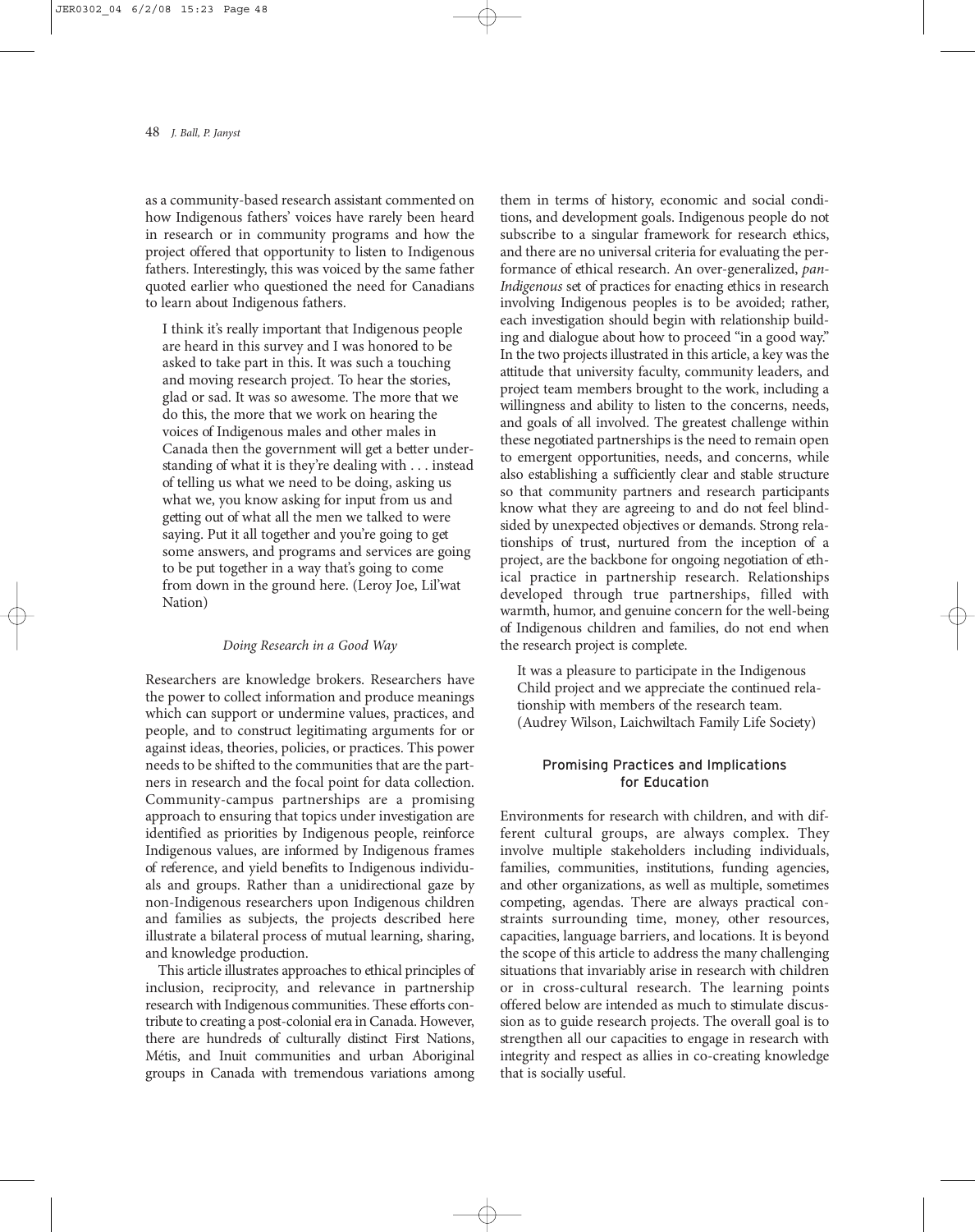as a community-based research assistant commented on how Indigenous fathers' voices have rarely been heard in research or in community programs and how the project offered that opportunity to listen to Indigenous fathers. Interestingly, this was voiced by the same father quoted earlier who questioned the need for Canadians to learn about Indigenous fathers.

> I think it's really important that Indigenous people are heard in this survey and I was honored to be asked to take part in this. It was such a touching and moving research project. To hear the stories, glad or sad. It was so awesome. The more that we do this, the more that we work on hearing the voices of Indigenous males and other males in Canada then the government will get a better understanding of what it is they're dealing with . . . instead of telling us what we need to be doing, asking us what we, you know asking for input from us and getting out of what all the men we talked to were saying. Put it all together and you're going to get some answers, and programs and services are going to be put together in a way that's going to come from down in the ground here. (Leroy Joe, Lil'wat Nation)

### *Doing Research in a Good Way*

Researchers are knowledge brokers. Researchers have the power to collect information and produce meanings which can support or undermine values, practices, and people, and to construct legitimating arguments for or against ideas, theories, policies, or practices. This power needs to be shifted to the communities that are the partners in research and the focal point for data collection. Community-campus partnerships are a promising approach to ensuring that topics under investigation are identified as priorities by Indigenous people, reinforce Indigenous values, are informed by Indigenous frames of reference, and yield benefits to Indigenous individuals and groups. Rather than a unidirectional gaze by non-Indigenous researchers upon Indigenous children and families as subjects, the projects described here illustrate a bilateral process of mutual learning, sharing, and knowledge production.

This article illustrates approaches to ethical principles of inclusion, reciprocity, and relevance in partnership research with Indigenous communities. These efforts contribute to creating a post-colonial era in Canada. However, there are hundreds of culturally distinct First Nations, Métis, and Inuit communities and urban Aboriginal groups in Canada with tremendous variations among them in terms of history, economic and social conditions, and development goals. Indigenous people do not subscribe to a singular framework for research ethics, and there are no universal criteria for evaluating the performance of ethical research. An over-generalized, *pan-Indigenous* set of practices for enacting ethics in research involving Indigenous peoples is to be avoided; rather, each investigation should begin with relationship building and dialogue about how to proceed "in a good way." In the two projects illustrated in this article, a key was the attitude that university faculty, community leaders, and project team members brought to the work, including a willingness and ability to listen to the concerns, needs, and goals of all involved. The greatest challenge within these negotiated partnerships is the need to remain open to emergent opportunities, needs, and concerns, while also establishing a sufficiently clear and stable structure so that community partners and research participants know what they are agreeing to and do not feel blindsided by unexpected objectives or demands. Strong relationships of trust, nurtured from the inception of a project, are the backbone for ongoing negotiation of ethical practice in partnership research. Relationships developed through true partnerships, filled with warmth, humor, and genuine concern for the well-being of Indigenous children and families, do not end when the research project is complete.

> It was a pleasure to participate in the Indigenous Child project and we appreciate the continued relationship with members of the research team. (Audrey Wilson, Laichwiltach Family Life Society)

## Promising Practices and Implications for Education

Environments for research with children, and with different cultural groups, are always complex. They involve multiple stakeholders including individuals, families, communities, institutions, funding agencies, and other organizations, as well as multiple, sometimes competing, agendas. There are always practical constraints surrounding time, money, other resources, capacities, language barriers, and locations. It is beyond the scope of this article to address the many challenging situations that invariably arise in research with children or in cross-cultural research. The learning points offered below are intended as much to stimulate discussion as to guide research projects. The overall goal is to strengthen all our capacities to engage in research with integrity and respect as allies in co-creating knowledge that is socially useful.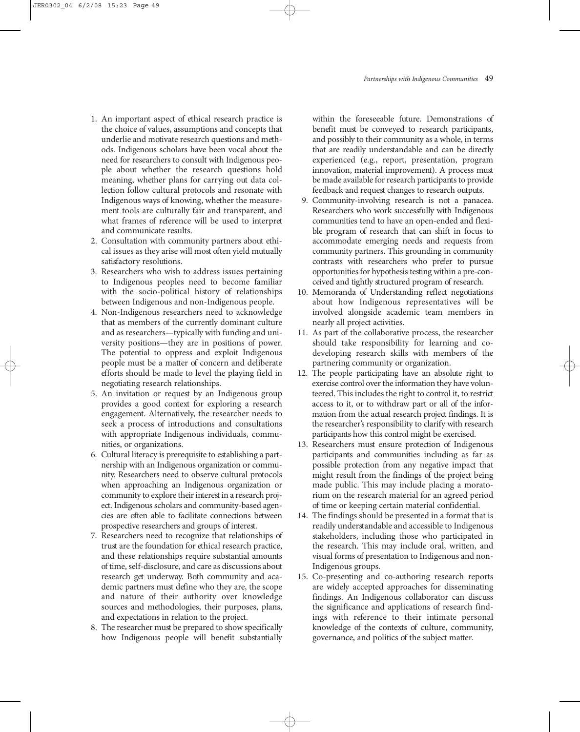1. An important aspect of ethical research practice is the choice of values, assumptions and concepts that underlie and motivate research questions and methods. Indigenous scholars have been vocal about the need for researchers to consult with Indigenous people about whether the research questions hold meaning, whether plans for carrying out data collection follow cultural protocols and resonate with Indigenous ways of knowing, whether the measurement tools are culturally fair and transparent, and what frames of reference will be used to interpret and communicate results.
2. Consultation with community partners about ethical issues as they arise will most often yield mutually satisfactory resolutions.
3. Researchers who wish to address issues pertaining to Indigenous peoples need to become familiar with the socio-political history of relationships between Indigenous and non-Indigenous people.
4. Non-Indigenous researchers need to acknowledge that as members of the currently dominant culture and as researchers—typically with funding and university positions—they are in positions of power. The potential to oppress and exploit Indigenous people must be a matter of concern and deliberate efforts should be made to level the playing field in negotiating research relationships.
5. An invitation or request by an Indigenous group provides a good context for exploring a research engagement. Alternatively, the researcher needs to seek a process of introductions and consultations with appropriate Indigenous individuals, communities, or organizations.
6. Cultural literacy is prerequisite to establishing a partnership with an Indigenous organization or community. Researchers need to observe cultural protocols when approaching an Indigenous organization or community to explore their interest in a research project. Indigenous scholars and community-based agencies are often able to facilitate connections between prospective researchers and groups of interest.
7. Researchers need to recognize that relationships of trust are the foundation for ethical research practice, and these relationships require substantial amounts of time, self-disclosure, and care as discussions about research get underway. Both community and academic partners must define who they are, the scope and nature of their authority over knowledge sources and methodologies, their purposes, plans, and expectations in relation to the project.
8. The researcher must be prepared to show specifically how Indigenous people will benefit substantially within the foreseeable future. Demonstrations of benefit must be conveyed to research participants, and possibly to their community as a whole, in terms that are readily understandable and can be directly experienced (e.g., report, presentation, program innovation, material improvement). A process must be made available for research participants to provide feedback and request changes to research outputs.
9. Community-involving research is not a panacea. Researchers who work successfully with Indigenous communities tend to have an open-ended and flexible program of research that can shift in focus to accommodate emerging needs and requests from community partners. This grounding in community contrasts with researchers who prefer to pursue opportunities for hypothesis testing within a pre-conceived and tightly structured program of research.
10. Memoranda of Understanding reflect negotiations about how Indigenous representatives will be involved alongside academic team members in nearly all project activities.
11. As part of the collaborative process, the researcher should take responsibility for learning and co-developing research skills with members of the partnering community or organization.
12. The people participating have an absolute right to exercise control over the information they have volunteered. This includes the right to control it, to restrict access to it, or to withdraw part or all of the information from the actual research project findings. It is the researcher's responsibility to clarify with research participants how this control might be exercised.
13. Researchers must ensure protection of Indigenous participants and communities including as far as possible protection from any negative impact that might result from the findings of the project being made public. This may include placing a moratorium on the research material for an agreed period of time or keeping certain material confidential.
14. The findings should be presented in a format that is readily understandable and accessible to Indigenous stakeholders, including those who participated in the research. This may include oral, written, and visual forms of presentation to Indigenous and non-Indigenous groups.
15. Co-presenting and co-authoring research reports are widely accepted approaches for disseminating findings. An Indigenous collaborator can discuss the significance and applications of research findings with reference to their intimate personal knowledge of the contexts of culture, community, governance, and politics of the subject matter.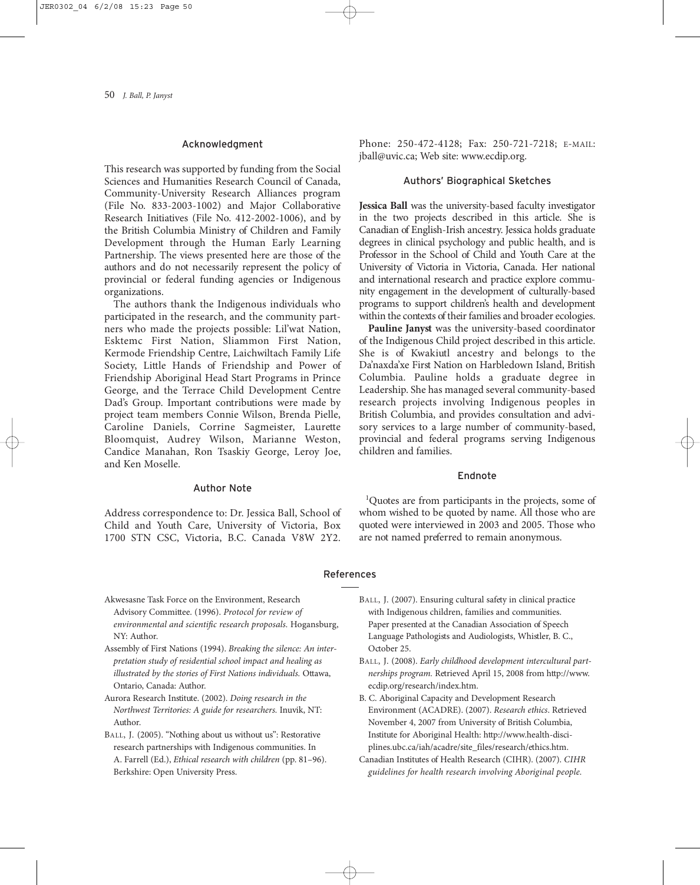## Acknowledgment

This research was supported by funding from the Social Sciences and Humanities Research Council of Canada, Community-University Research Alliances program (File No. 833-2003-1002) and Major Collaborative Research Initiatives (File No. 412-2002-1006), and by the British Columbia Ministry of Children and Family Development through the Human Early Learning Partnership. The views presented here are those of the authors and do not necessarily represent the policy of provincial or federal funding agencies or Indigenous organizations.

The authors thank the Indigenous individuals who participated in the research, and the community partners who made the projects possible: Lil'wat Nation, Esktemc First Nation, Sliammon First Nation, Kermode Friendship Centre, Laichwiltach Family Life Society, Little Hands of Friendship and Power of Friendship Aboriginal Head Start Programs in Prince George, and the Terrace Child Development Centre Dad's Group. Important contributions were made by project team members Connie Wilson, Brenda Pielle, Caroline Daniels, Corrine Sagmeister, Laurette Bloomquist, Audrey Wilson, Marianne Weston, Candice Manahan, Ron Tsaskiy George, Leroy Joe, and Ken Moselle.

## Author Note

Address correspondence to: Dr. Jessica Ball, School of Child and Youth Care, University of Victoria, Box 1700 STN CSC, Victoria, B.C. Canada V8W 2Y2. Phone: 250-472-4128; Fax: 250-721-7218; E-MAIL: jball@uvic.ca; Web site: www.ecdip.org.

## Authors' Biographical Sketches

**Jessica Ball** was the university-based faculty investigator in the two projects described in this article. She is Canadian of English-Irish ancestry. Jessica holds graduate degrees in clinical psychology and public health, and is Professor in the School of Child and Youth Care at the University of Victoria in Victoria, Canada. Her national and international research and practice explore community engagement in the development of culturally-based programs to support children's health and development within the contexts of their families and broader ecologies.

**Pauline Janyst** was the university-based coordinator of the Indigenous Child project described in this article. She is of Kwakiutl ancestry and belongs to the Da'naxda'xe First Nation on Harbledown Island, British Columbia. Pauline holds a graduate degree in Leadership. She has managed several community-based research projects involving Indigenous peoples in British Columbia, and provides consultation and advisory services to a large number of community-based, provincial and federal programs serving Indigenous children and families.

## Endnote

[1]Quotes are from participants in the projects, some of whom wished to be quoted by name. All those who are quoted were interviewed in 2003 and 2005. Those who are not named preferred to remain anonymous.

## References

Akwesasne Task Force on the Environment, Research Advisory Committee. (1996). *Protocol for review of environmental and scientific research proposals.* Hogansburg, NY: Author.

Assembly of First Nations (1994). *Breaking the silence: An interpretation study of residential school impact and healing as illustrated by the stories of First Nations individuals.* Ottawa, Ontario, Canada: Author.

Aurora Research Institute. (2002). *Doing research in the Northwest Territories: A guide for researchers.* Inuvik, NT: Author.

BALL, J. (2005). "Nothing about us without us": Restorative research partnerships with Indigenous communities. In A. Farrell (Ed.), *Ethical research with children* (pp. 81–96). Berkshire: Open University Press.

BALL, J. (2007). Ensuring cultural safety in clinical practice with Indigenous children, families and communities. Paper presented at the Canadian Association of Speech Language Pathologists and Audiologists, Whistler, B. C., October 25.

BALL, J. (2008). *Early childhood development intercultural partnerships program.* Retrieved April 15, 2008 from http://www.ecdip.org/research/index.htm.

B. C. Aboriginal Capacity and Development Research Environment (ACADRE). (2007). *Research ethics*. Retrieved November 4, 2007 from University of British Columbia, Institute for Aboriginal Health: http://www.health-disciplines.ubc.ca/iah/acadre/site_files/research/ethics.htm.

Canadian Institutes of Health Research (CIHR). (2007). *CIHR guidelines for health research involving Aboriginal people.*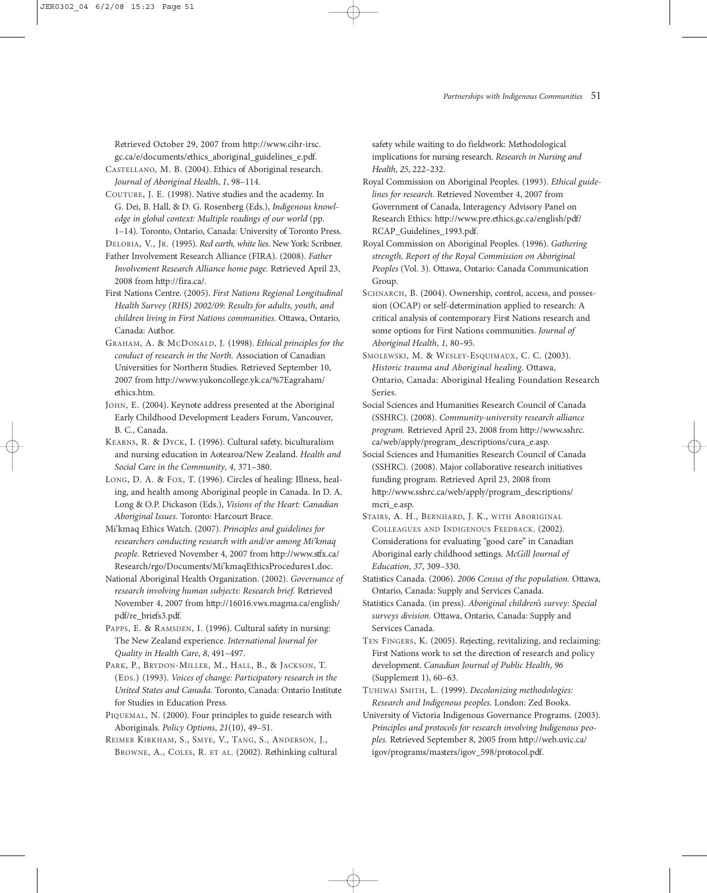Retrieved October 29, 2007 from http://www.cihr-irsc.gc.ca/e/documents/ethics_aboriginal_guidelines_e.pdf.

CASTELLANO, M. B. (2004). Ethics of Aboriginal research. *Journal of Aboriginal Health*, *1*, 98–114.

COUTURE, J. E. (1998). Native studies and the academy. In G. Dei, B. Hall, & D. G. Rosenberg (Eds.), *Indigenous knowledge in global context: Multiple readings of our world* (pp. 1–14). Toronto, Ontario, Canada: University of Toronto Press.

DELORIA, V., JR. (1995). *Red earth, white lies.* New York: Scribner.

Father Involvement Research Alliance (FIRA). (2008). *Father Involvement Research Alliance home page.* Retrieved April 23, 2008 from http://fira.ca/.

First Nations Centre. (2005). *First Nations Regional Longitudinal Health Survey (RHS) 2002/09: Results for adults, youth, and children living in First Nations communities.* Ottawa, Ontario, Canada: Author.

GRAHAM, A. & MCDONALD, J. (1998). *Ethical principles for the conduct of research in the North.* Association of Canadian Universities for Northern Studies. Retrieved September 10, 2007 from http://www.yukoncollege.yk.ca/%7Eagraham/ethics.htm.

JOHN, E. (2004). Keynote address presented at the Aboriginal Early Childhood Development Leaders Forum, Vancouver, B. C., Canada.

KEARNS, R. & DYCK, I. (1996). Cultural safety, biculturalism and nursing education in Aotearoa/New Zealand. *Health and Social Care in the Community*, *4*, 371–380.

LONG, D. A. & FOX, T. (1996). Circles of healing: Illness, healing, and health among Aboriginal people in Canada. In D. A. Long & O.P. Dickason (Eds.), *Visions of the Heart: Canadian Aboriginal Issues.* Toronto: Harcourt Brace.

Mi'kmaq Ethics Watch. (2007). *Principles and guidelines for researchers conducting research with and/or among Mi'kmaq people.* Retrieved November 4, 2007 from http://www.stfx.ca/Research/rgo/Documents/Mi'kmaqEthicsProcedures1.doc.

National Aboriginal Health Organization. (2002). *Governance of research involving human subjects: Research brief.* Retrieved November 4, 2007 from http://16016.vws.magma.ca/english/pdf/re_briefs3.pdf.

PAPPS, E. & RAMSDEN, I. (1996). Cultural safety in nursing: The New Zealand experience. *International Journal for Quality in Health Care*, *8*, 491–497.

PARK, P., BRYDON-MILLER, M., HALL, B., & JACKSON, T. (EDS.) (1993). *Voices of change: Participatory research in the United States and Canada.* Toronto, Canada: Ontario Institute for Studies in Education Press.

PIQUEMAL, N. (2000). Four principles to guide research with Aboriginals. *Policy Options*, *21*(10), 49–51.

REIMER KIRKHAM, S., SMYE, V., TANG, S., ANDERSON, J., BROWNE, A., COLES, R. ET AL. (2002). Rethinking cultural safety while waiting to do fieldwork: Methodological implications for nursing research. *Research in Nursing and Health*, *25*, 222–232.

Royal Commission on Aboriginal Peoples. (1993). *Ethical guidelines for research.* Retrieved November 4, 2007 from Government of Canada, Interagency Advisory Panel on Research Ethics: http://www.pre.ethics.gc.ca/english/pdf/RCAP_Guidelines_1993.pdf.

Royal Commission on Aboriginal Peoples. (1996). *Gathering strength, Report of the Royal Commission on Aboriginal Peoples* (Vol. 3)*.* Ottawa, Ontario: Canada Communication Group.

SCHNARCH, B. (2004). Ownership, control, access, and possession (OCAP) or self-determination applied to research: A critical analysis of contemporary First Nations research and some options for First Nations communities. *Journal of Aboriginal Health*, *1,* 80–95.

SMOLEWSKI, M. & WESLEY-ESQUIMAUX, C. C. (2003). *Historic trauma and Aboriginal healing.* Ottawa, Ontario, Canada: Aboriginal Healing Foundation Research Series.

Social Sciences and Humanities Research Council of Canada (SSHRC). (2008). *Community-university research alliance program.* Retrieved April 23, 2008 from http://www.sshrc.ca/web/apply/program_descriptions/cura_e.asp.

Social Sciences and Humanities Research Council of Canada (SSHRC). (2008). Major collaborative research initiatives funding program. Retrieved April 23, 2008 from http://www.sshrc.ca/web/apply/program_descriptions/mcri_e.asp.

STAIRS, A. H., BERNHARD, J. K., WITH ABORIGINAL COLLEAGUES AND INDIGENOUS FEEDBACK. (2002). Considerations for evaluating "good care" in Canadian Aboriginal early childhood settings. *McGill Journal of Education*, *37*, 309–330.

Statistics Canada. (2006). *2006 Census of the population.* Ottawa, Ontario, Canada: Supply and Services Canada.

Statistics Canada. (in press). *Aboriginal children's survey: Special surveys division.* Ottawa, Ontario, Canada: Supply and Services Canada.

TEN FINGERS, K. (2005). Rejecting, revitalizing, and reclaiming: First Nations work to set the direction of research and policy development. *Canadian Journal of Public Health*, *96* (Supplement 1), 60–63.

TUHIWAI SMITH, L. (1999). *Decolonizing methodologies: Research and Indigenous peoples.* London: Zed Books.

University of Victoria Indigenous Governance Programs. (2003). *Principles and protocols for research involving Indigenous peoples.* Retrieved September 8, 2005 from http://web.uvic.ca/igov/programs/masters/igov_598/protocol.pdf.